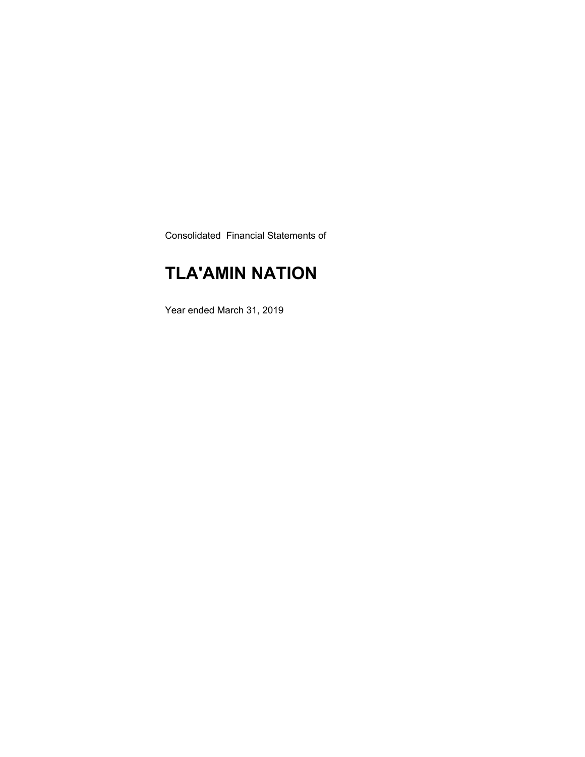Consolidated Financial Statements of

# TLA'AMIN NATION

Year ended March 31, 2019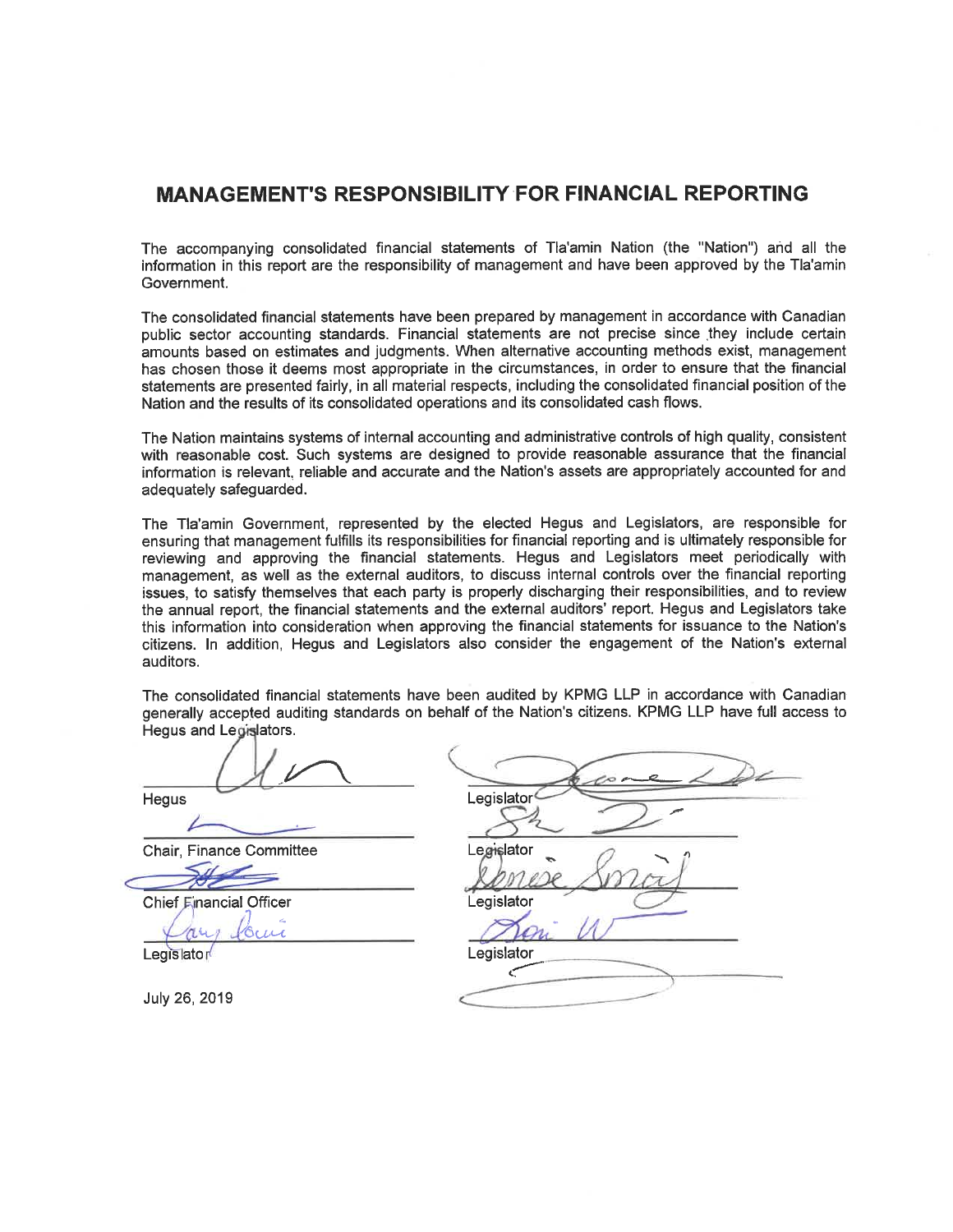# MANAGEMENT'S RESPONSIBILITY FOR FINANCIAL REPORTING

The accompanying consolidated financial statements of Tla'amin Nation (the "Nation") and all the information in this report are the responsibility of management and have been approved by the Tla'amin Government.

The consolidated financial statements have been prepared by management in accordance with Canadian public sector accounting standards. Financial statements are not precise since they include certain amounts based on estimates and judgments. When alternative accounting methods exist, management has chosen those it deems most appropriate in the circumstances, in order to ensure that the financial statements are presented fairly, in all material respects, including the consolidated financial position of the Nation and the results of its consolidated operations and its consolidated cash flows.

The Nation maintains systems of internal accounting and administrative controls of high quality, consistent with reasonable cost. Such systems are designed to provide reasonable assurance that the financial information is relevant, reliable and accurate and the Nation's assets are appropriately accounted for and adequately safeguarded.

The Tla'amin Government, represented by the elected Hegus and Legislators, are responsible for ensuring that management fulfills its responsibilities for financial reporting and is ultimately responsible for reviewing and approving the financial statements. Hegus and Legislators meet periodically with management, as well as the external auditors, to discuss internal controls over the financial reporting issues, to satisfy themselves that each party is properly discharging their responsibilities, and to review the annual report, the financial statements and the external auditors' report. Hegus and Legislators take this information into consideration when approving the financial statements for issuance to the Nation's citizens. In addition, Hegus and Legislators also consider the engagement of the Nation's external auditors.

The consolidated financial statements have been audited by KPMG LLP in accordance with Canadian generally accepted auditing standards on behalf of the Nation's citizens. KPMG LLP have full access to Hegus and Legislators.

Hegus

Chair, Finance Committee

Chief Financial Officer

Legislator

Legislator

Legislator

Legislator

Legislator

July 26, 2019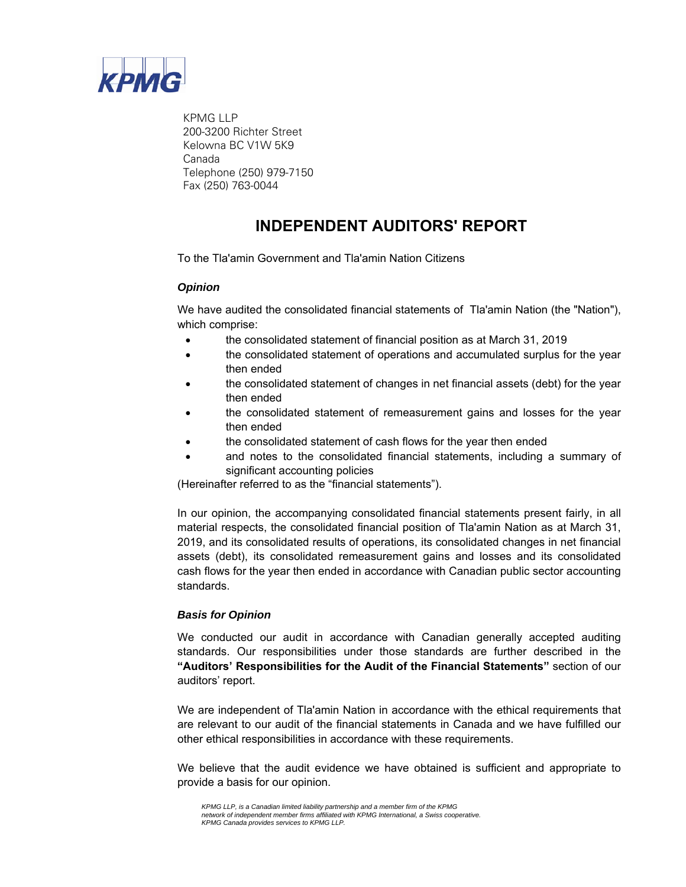KPMG LLP
200-3200 Richter Street
Kelowna BC V1W 5K9
Canada
Telephone (250) 979-7150
Fax (250) 763-0044

# INDEPENDENT AUDITORS' REPORT

To the Tla'amin Government and Tla'amin Nation Citizens

### *Opinion*

We have audited the consolidated financial statements of Tla'amin Nation (the "Nation"), which comprise:

- the consolidated statement of financial position as at March 31, 2019
- the consolidated statement of operations and accumulated surplus for the year then ended
- the consolidated statement of changes in net financial assets (debt) for the year then ended
- the consolidated statement of remeasurement gains and losses for the year then ended
- the consolidated statement of cash flows for the year then ended
- and notes to the consolidated financial statements, including a summary of significant accounting policies

(Hereinafter referred to as the "financial statements").

In our opinion, the accompanying consolidated financial statements present fairly, in all material respects, the consolidated financial position of Tla'amin Nation as at March 31, 2019, and its consolidated results of operations, its consolidated changes in net financial assets (debt), its consolidated remeasurement gains and losses and its consolidated cash flows for the year then ended in accordance with Canadian public sector accounting standards.

### *Basis for Opinion*

We conducted our audit in accordance with Canadian generally accepted auditing standards. Our responsibilities under those standards are further described in the **"Auditors' Responsibilities for the Audit of the Financial Statements"** section of our auditors' report.

We are independent of Tla'amin Nation in accordance with the ethical requirements that are relevant to our audit of the financial statements in Canada and we have fulfilled our other ethical responsibilities in accordance with these requirements.

We believe that the audit evidence we have obtained is sufficient and appropriate to provide a basis for our opinion.

*KPMG LLP, is a Canadian limited liability partnership and a member firm of the KPMG network of independent member firms affiliated with KPMG International, a Swiss cooperative. KPMG Canada provides services to KPMG LLP.*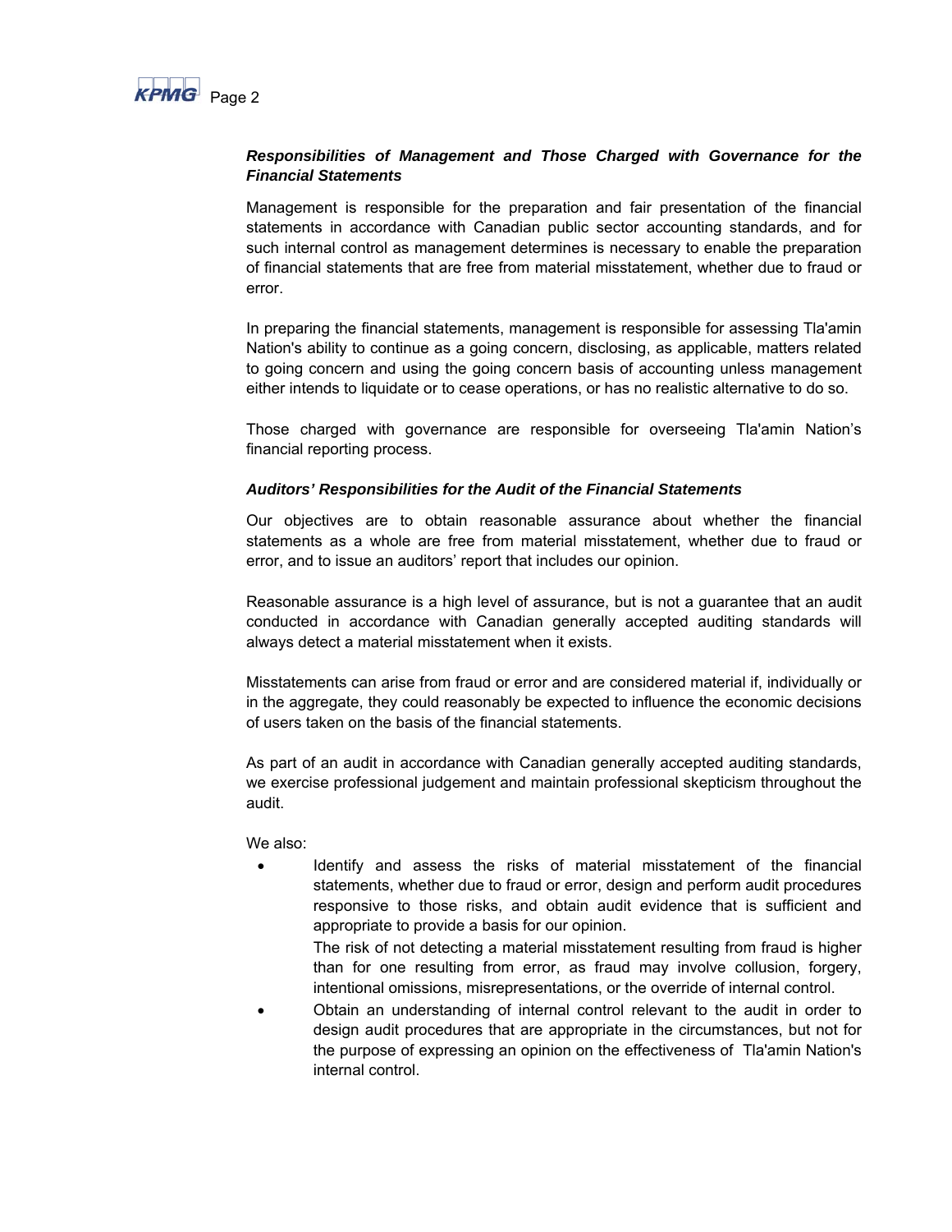### *Responsibilities of Management and Those Charged with Governance for the Financial Statements*

Management is responsible for the preparation and fair presentation of the financial statements in accordance with Canadian public sector accounting standards, and for such internal control as management determines is necessary to enable the preparation of financial statements that are free from material misstatement, whether due to fraud or error.

In preparing the financial statements, management is responsible for assessing Tla'amin Nation's ability to continue as a going concern, disclosing, as applicable, matters related to going concern and using the going concern basis of accounting unless management either intends to liquidate or to cease operations, or has no realistic alternative to do so.

Those charged with governance are responsible for overseeing Tla'amin Nation's financial reporting process.

### *Auditors' Responsibilities for the Audit of the Financial Statements*

Our objectives are to obtain reasonable assurance about whether the financial statements as a whole are free from material misstatement, whether due to fraud or error, and to issue an auditors' report that includes our opinion.

Reasonable assurance is a high level of assurance, but is not a guarantee that an audit conducted in accordance with Canadian generally accepted auditing standards will always detect a material misstatement when it exists.

Misstatements can arise from fraud or error and are considered material if, individually or in the aggregate, they could reasonably be expected to influence the economic decisions of users taken on the basis of the financial statements.

As part of an audit in accordance with Canadian generally accepted auditing standards, we exercise professional judgement and maintain professional skepticism throughout the audit.

We also:

- Identify and assess the risks of material misstatement of the financial statements, whether due to fraud or error, design and perform audit procedures responsive to those risks, and obtain audit evidence that is sufficient and appropriate to provide a basis for our opinion.

  The risk of not detecting a material misstatement resulting from fraud is higher than for one resulting from error, as fraud may involve collusion, forgery, intentional omissions, misrepresentations, or the override of internal control.
- Obtain an understanding of internal control relevant to the audit in order to design audit procedures that are appropriate in the circumstances, but not for the purpose of expressing an opinion on the effectiveness of Tla'amin Nation's internal control.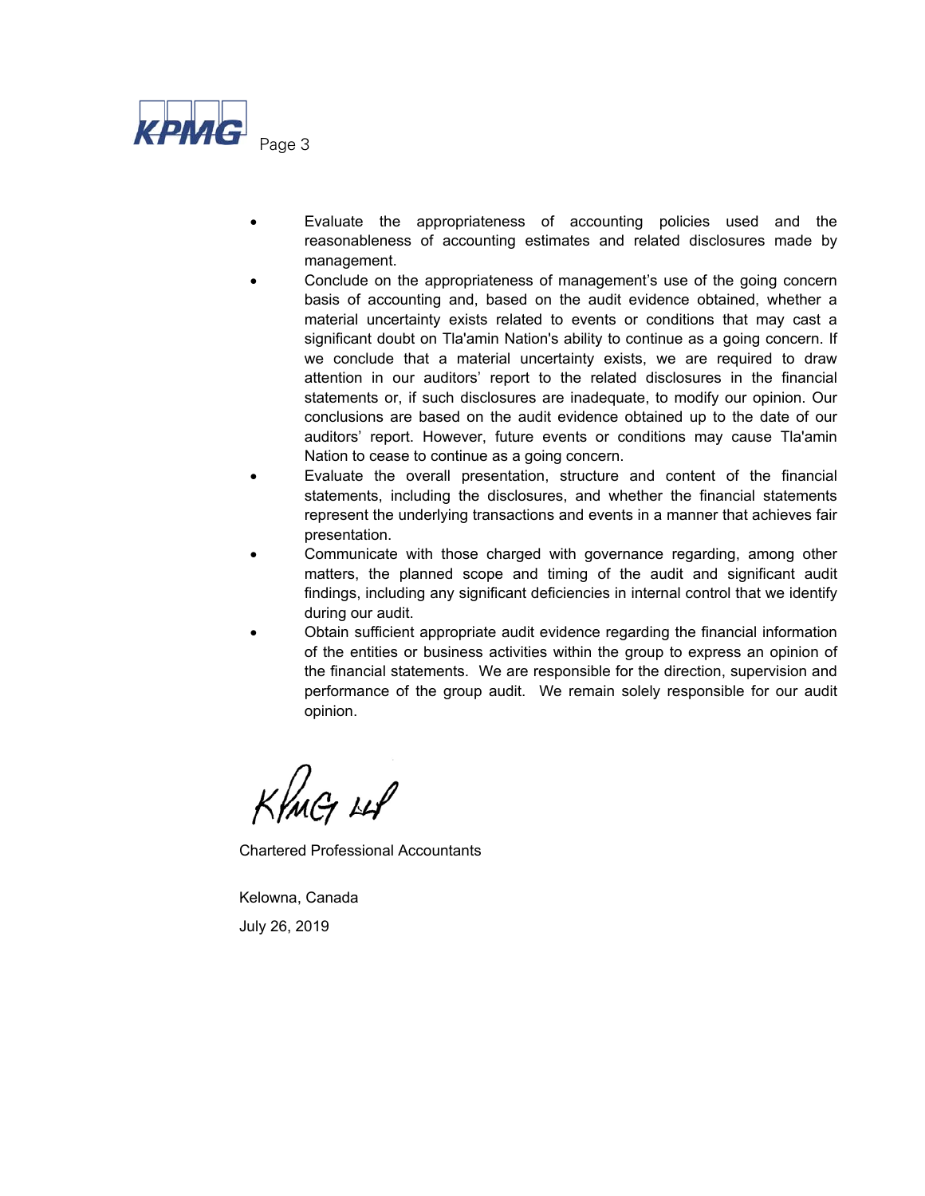- Evaluate the appropriateness of accounting policies used and the reasonableness of accounting estimates and related disclosures made by management.
- Conclude on the appropriateness of management's use of the going concern basis of accounting and, based on the audit evidence obtained, whether a material uncertainty exists related to events or conditions that may cast a significant doubt on Tla'amin Nation's ability to continue as a going concern. If we conclude that a material uncertainty exists, we are required to draw attention in our auditors' report to the related disclosures in the financial statements or, if such disclosures are inadequate, to modify our opinion. Our conclusions are based on the audit evidence obtained up to the date of our auditors' report. However, future events or conditions may cause Tla'amin Nation to cease to continue as a going concern.
- Evaluate the overall presentation, structure and content of the financial statements, including the disclosures, and whether the financial statements represent the underlying transactions and events in a manner that achieves fair presentation.
- Communicate with those charged with governance regarding, among other matters, the planned scope and timing of the audit and significant audit findings, including any significant deficiencies in internal control that we identify during our audit.
- Obtain sufficient appropriate audit evidence regarding the financial information of the entities or business activities within the group to express an opinion of the financial statements. We are responsible for the direction, supervision and performance of the group audit. We remain solely responsible for our audit opinion.

KPMG LLP

Chartered Professional Accountants

Kelowna, Canada

July 26, 2019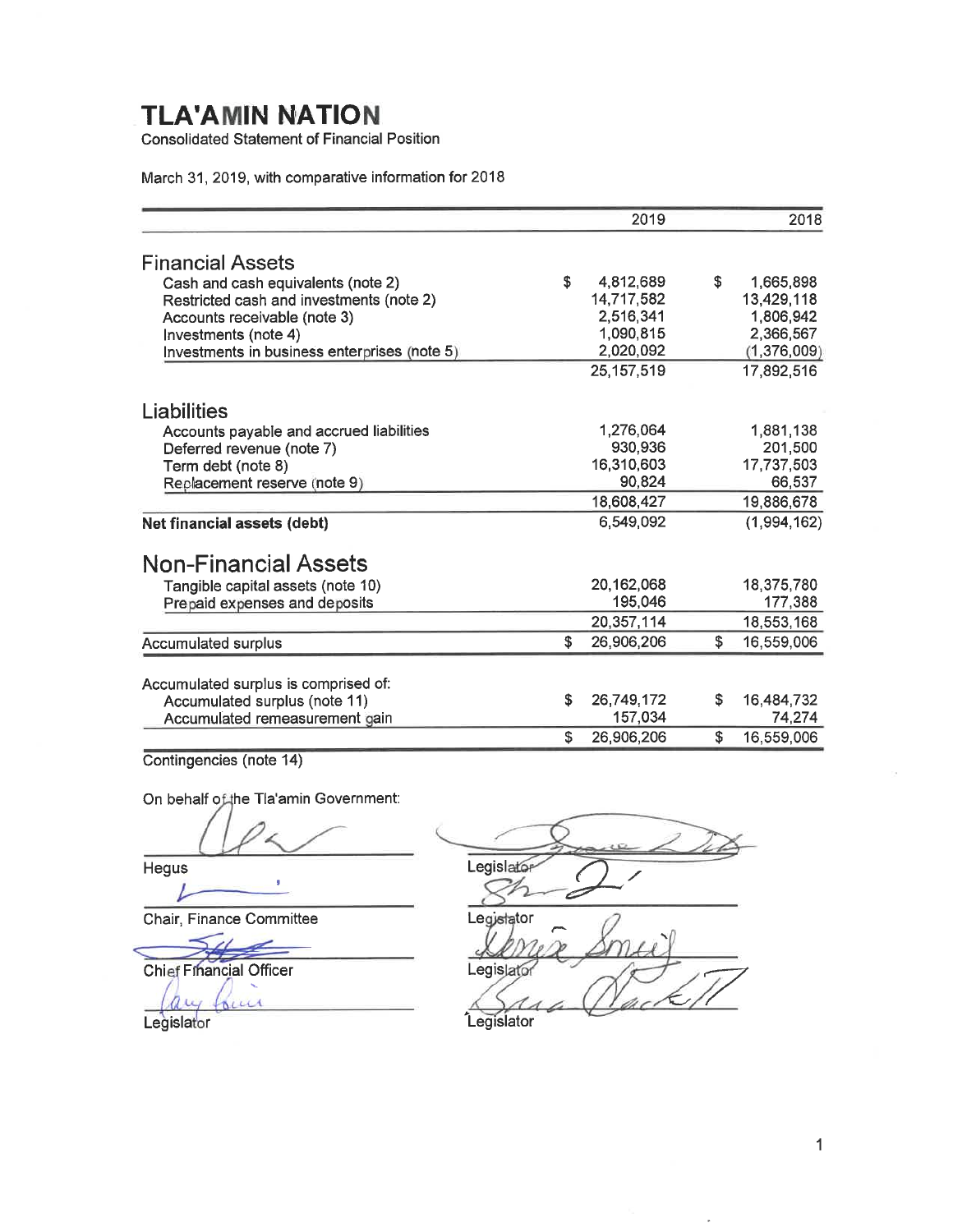# TLA'AMIN NATION

Consolidated Statement of Financial Position

March 31, 2019, with comparative information for 2018

| | 2019 | 2018 |
|---|---|---|
| **Financial Assets** | | |
| Cash and cash equivalents (note 2) | $ 4,812,689 | $ 1,665,898 |
| Restricted cash and investments (note 2) | 14,717,582 | 13,429,118 |
| Accounts receivable (note 3) | 2,516,341 | 1,806,942 |
| Investments (note 4) | 1,090,815 | 2,366,567 |
| Investments in business enterprises (note 5) | 2,020,092 | (1,376,009) |
| | 25,157,519 | 17,892,516 |
| **Liabilities** | | |
| Accounts payable and accrued liabilities | 1,276,064 | 1,881,138 |
| Deferred revenue (note 7) | 930,936 | 201,500 |
| Term debt (note 8) | 16,310,603 | 17,737,503 |
| Replacement reserve (note 9) | 90,824 | 66,537 |
| | 18,608,427 | 19,886,678 |
| **Net financial assets (debt)** | 6,549,092 | (1,994,162) |
| **Non-Financial Assets** | | |
| Tangible capital assets (note 10) | 20,162,068 | 18,375,780 |
| Prepaid expenses and deposits | 195,046 | 177,388 |
| | 20,357,114 | 18,553,168 |
| Accumulated surplus | $ 26,906,206 | $ 16,559,006 |
| Accumulated surplus is comprised of: | | |
| Accumulated surplus (note 11) | $ 26,749,172 | $ 16,484,732 |
| Accumulated remeasurement gain | 157,034 | 74,274 |
| | $ 26,906,206 | $ 16,559,006 |

Contingencies (note 14)

On behalf of the Tla'amin Government:

Hegus

Chair, Finance Committee

Chief Financial Officer

Legislator

Legislator

Legislator

Legislator

Legislator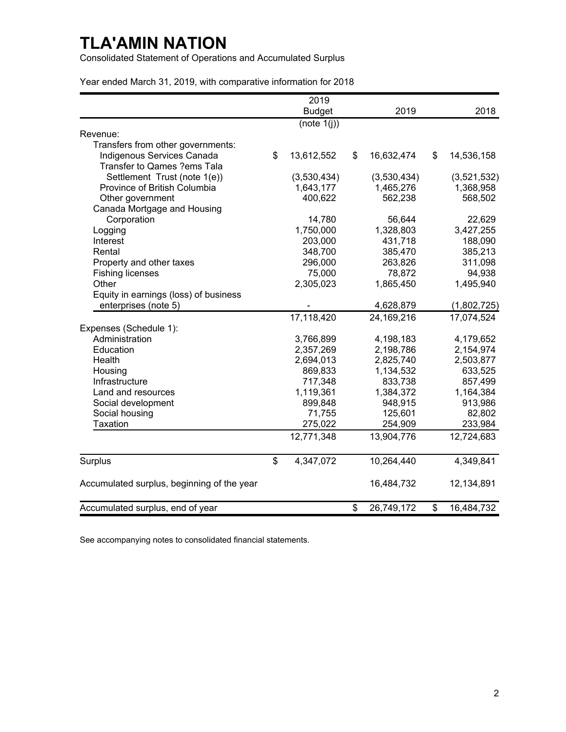# TLA'AMIN NATION

Consolidated Statement of Operations and Accumulated Surplus

Year ended March 31, 2019, with comparative information for 2018

| | 2019 Budget (note 1(j)) | 2019 | 2018 |
|---|---|---|---|
| Revenue: | | | |
| Transfers from other governments: | | | |
| Indigenous Services Canada | $ 13,612,552 | $ 16,632,474 | $ 14,536,158 |
| Transfer to Qames ?ems Tala Settlement Trust (note 1(e)) | (3,530,434) | (3,530,434) | (3,521,532) |
| Province of British Columbia | 1,643,177 | 1,465,276 | 1,368,958 |
| Other government | 400,622 | 562,238 | 568,502 |
| Canada Mortgage and Housing Corporation | 14,780 | 56,644 | 22,629 |
| Logging | 1,750,000 | 1,328,803 | 3,427,255 |
| Interest | 203,000 | 431,718 | 188,090 |
| Rental | 348,700 | 385,470 | 385,213 |
| Property and other taxes | 296,000 | 263,826 | 311,098 |
| Fishing licenses | 75,000 | 78,872 | 94,938 |
| Other | 2,305,023 | 1,865,450 | 1,495,940 |
| Equity in earnings (loss) of business enterprises (note 5) | - | 4,628,879 | (1,802,725) |
| | 17,118,420 | 24,169,216 | 17,074,524 |
| Expenses (Schedule 1): | | | |
| Administration | 3,766,899 | 4,198,183 | 4,179,652 |
| Education | 2,357,269 | 2,198,786 | 2,154,974 |
| Health | 2,694,013 | 2,825,740 | 2,503,877 |
| Housing | 869,833 | 1,134,532 | 633,525 |
| Infrastructure | 717,348 | 833,738 | 857,499 |
| Land and resources | 1,119,361 | 1,384,372 | 1,164,384 |
| Social development | 899,848 | 948,915 | 913,986 |
| Social housing | 71,755 | 125,601 | 82,802 |
| Taxation | 275,022 | 254,909 | 233,984 |
| | 12,771,348 | 13,904,776 | 12,724,683 |
| Surplus | $ 4,347,072 | 10,264,440 | 4,349,841 |
| Accumulated surplus, beginning of the year | | 16,484,732 | 12,134,891 |
| Accumulated surplus, end of year | | $ 26,749,172 | $ 16,484,732 |

See accompanying notes to consolidated financial statements.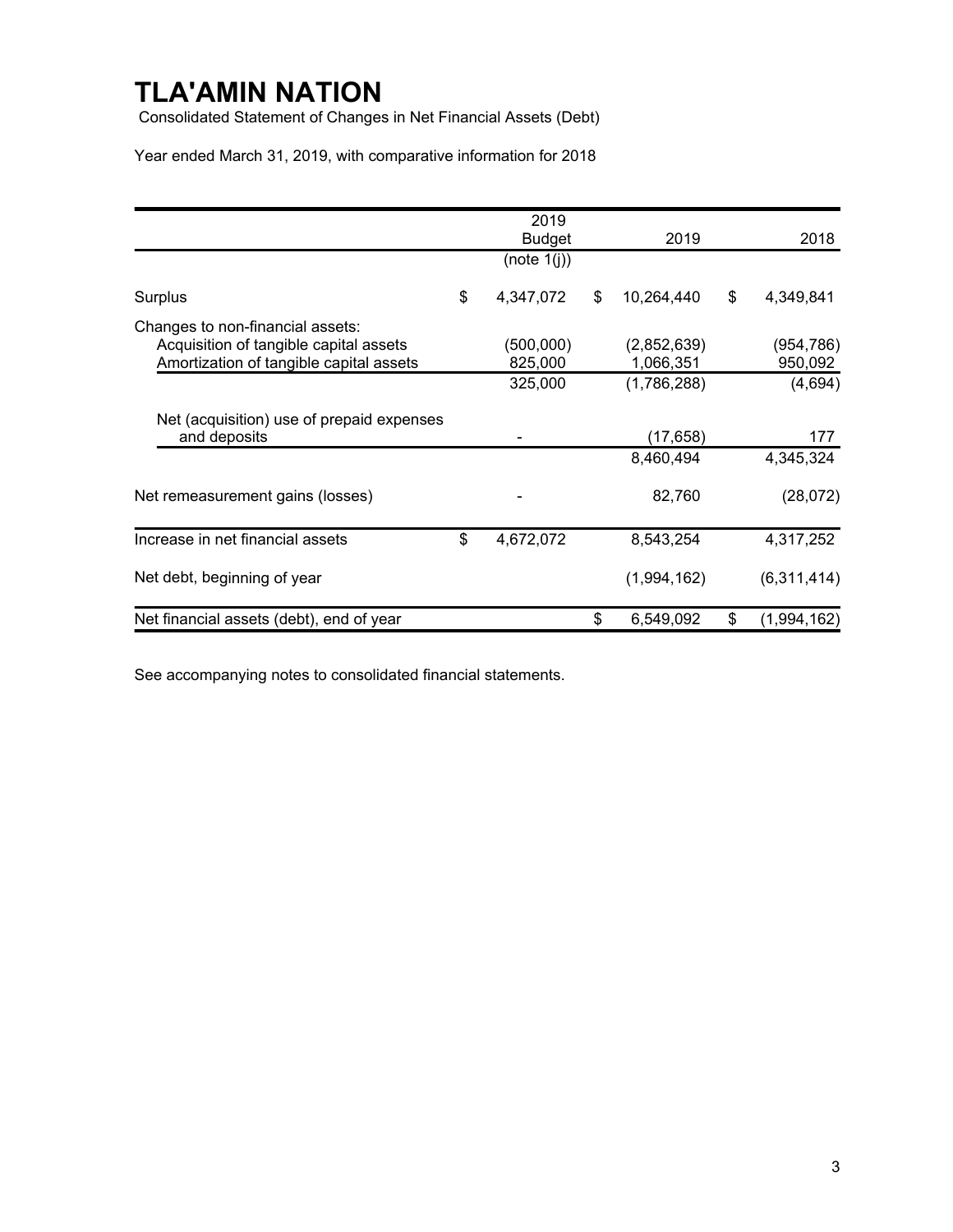# TLA'AMIN NATION

Consolidated Statement of Changes in Net Financial Assets (Debt)

Year ended March 31, 2019, with comparative information for 2018

| | 2019 Budget (note 1(j)) | 2019 | 2018 |
|---|---|---|---|
| Surplus | $ 4,347,072 | $ 10,264,440 | $ 4,349,841 |
| Changes to non-financial assets: | | | |
| Acquisition of tangible capital assets | (500,000) | (2,852,639) | (954,786) |
| Amortization of tangible capital assets | 825,000 | 1,066,351 | 950,092 |
| | 325,000 | (1,786,288) | (4,694) |
| Net (acquisition) use of prepaid expenses and deposits | - | (17,658) | 177 |
| | | 8,460,494 | 4,345,324 |
| Net remeasurement gains (losses) | - | 82,760 | (28,072) |
| Increase in net financial assets | $ 4,672,072 | 8,543,254 | 4,317,252 |
| Net debt, beginning of year | | (1,994,162) | (6,311,414) |
| Net financial assets (debt), end of year | | $ 6,549,092 | $ (1,994,162) |

See accompanying notes to consolidated financial statements.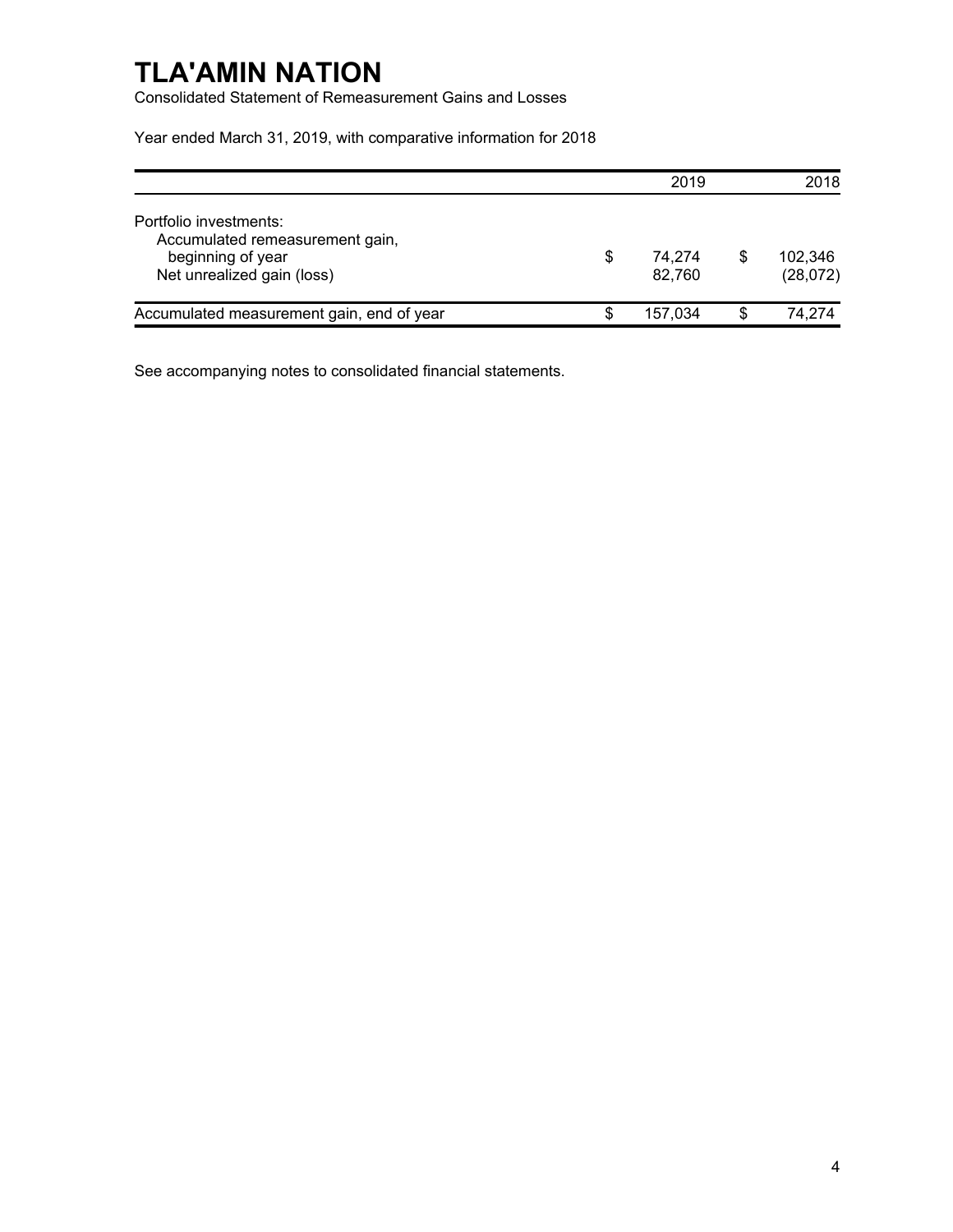# TLA'AMIN NATION

Consolidated Statement of Remeasurement Gains and Losses

Year ended March 31, 2019, with comparative information for 2018

| | 2019 | 2018 |
|---|---|---|
| Portfolio investments: | | |
| Accumulated remeasurement gain, beginning of year | $ 74,274 | $ 102,346 |
| Net unrealized gain (loss) | 82,760 | (28,072) |
| Accumulated measurement gain, end of year | $ 157,034 | $ 74,274 |

See accompanying notes to consolidated financial statements.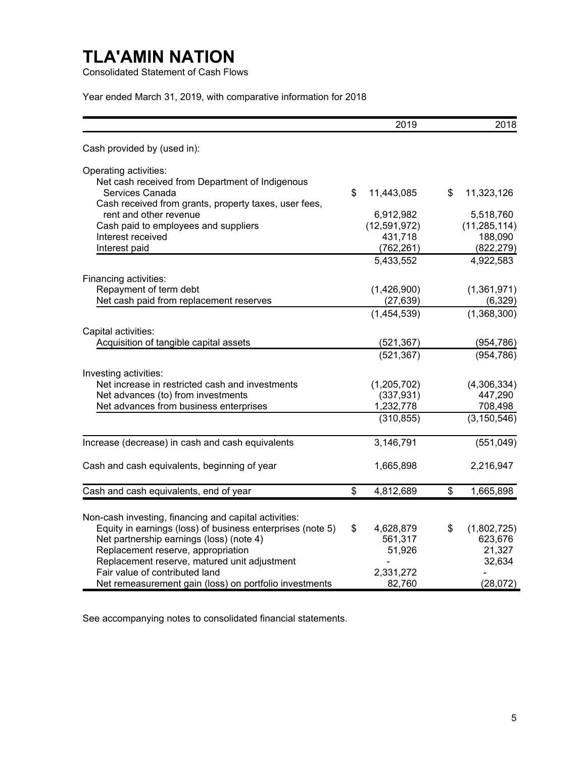# TLA'AMIN NATION

Consolidated Statement of Cash Flows

Year ended March 31, 2019, with comparative information for 2018

| | 2019 | 2018 |
|---|---|---|
| Cash provided by (used in): | | |
| Operating activities: | | |
| Net cash received from Department of Indigenous Services Canada | $ 11,443,085 | $ 11,323,126 |
| Cash received from grants, property taxes, user fees, rent and other revenue | 6,912,982 | 5,518,760 |
| Cash paid to employees and suppliers | (12,591,972) | (11,285,114) |
| Interest received | 431,718 | 188,090 |
| Interest paid | (762,261) | (822,279) |
| | 5,433,552 | 4,922,583 |
| Financing activities: | | |
| Repayment of term debt | (1,426,900) | (1,361,971) |
| Net cash paid from replacement reserves | (27,639) | (6,329) |
| | (1,454,539) | (1,368,300) |
| Capital activities: | | |
| Acquisition of tangible capital assets | (521,367) | (954,786) |
| | (521,367) | (954,786) |
| Investing activities: | | |
| Net increase in restricted cash and investments | (1,205,702) | (4,306,334) |
| Net advances (to) from investments | (337,931) | 447,290 |
| Net advances from business enterprises | 1,232,778 | 708,498 |
| | (310,855) | (3,150,546) |
| Increase (decrease) in cash and cash equivalents | 3,146,791 | (551,049) |
| Cash and cash equivalents, beginning of year | 1,665,898 | 2,216,947 |
| Cash and cash equivalents, end of year | $ 4,812,689 | $ 1,665,898 |
| Non-cash investing, financing and capital activities: | | |
| Equity in earnings (loss) of business enterprises (note 5) | $ 4,628,879 | $ (1,802,725) |
| Net partnership earnings (loss) (note 4) | 561,317 | 623,676 |
| Replacement reserve, appropriation | 51,926 | 21,327 |
| Replacement reserve, matured unit adjustment | - | 32,634 |
| Fair value of contributed land | 2,331,272 | - |
| Net remeasurement gain (loss) on portfolio investments | 82,760 | (28,072) |

See accompanying notes to consolidated financial statements.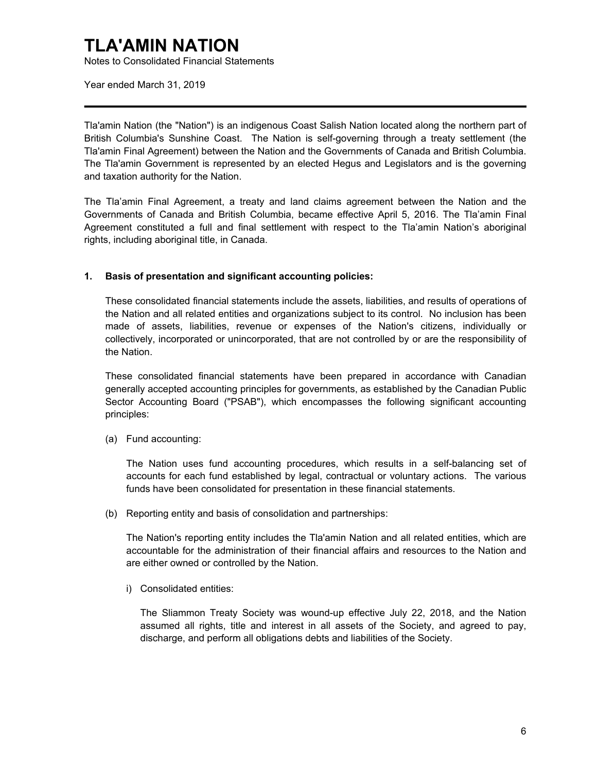# TLA'AMIN NATION

Notes to Consolidated Financial Statements

Year ended March 31, 2019

---

Tla'amin Nation (the "Nation") is an indigenous Coast Salish Nation located along the northern part of British Columbia's Sunshine Coast. The Nation is self-governing through a treaty settlement (the Tla'amin Final Agreement) between the Nation and the Governments of Canada and British Columbia. The Tla'amin Government is represented by an elected Hegus and Legislators and is the governing and taxation authority for the Nation.

The Tla'amin Final Agreement, a treaty and land claims agreement between the Nation and the Governments of Canada and British Columbia, became effective April 5, 2016. The Tla'amin Final Agreement constituted a full and final settlement with respect to the Tla'amin Nation's aboriginal rights, including aboriginal title, in Canada.

**1. Basis of presentation and significant accounting policies:**

These consolidated financial statements include the assets, liabilities, and results of operations of the Nation and all related entities and organizations subject to its control. No inclusion has been made of assets, liabilities, revenue or expenses of the Nation's citizens, individually or collectively, incorporated or unincorporated, that are not controlled by or are the responsibility of the Nation.

These consolidated financial statements have been prepared in accordance with Canadian generally accepted accounting principles for governments, as established by the Canadian Public Sector Accounting Board ("PSAB"), which encompasses the following significant accounting principles:

(a) Fund accounting:

The Nation uses fund accounting procedures, which results in a self-balancing set of accounts for each fund established by legal, contractual or voluntary actions. The various funds have been consolidated for presentation in these financial statements.

(b) Reporting entity and basis of consolidation and partnerships:

The Nation's reporting entity includes the Tla'amin Nation and all related entities, which are accountable for the administration of their financial affairs and resources to the Nation and are either owned or controlled by the Nation.

i) Consolidated entities:

The Sliammon Treaty Society was wound-up effective July 22, 2018, and the Nation assumed all rights, title and interest in all assets of the Society, and agreed to pay, discharge, and perform all obligations debts and liabilities of the Society.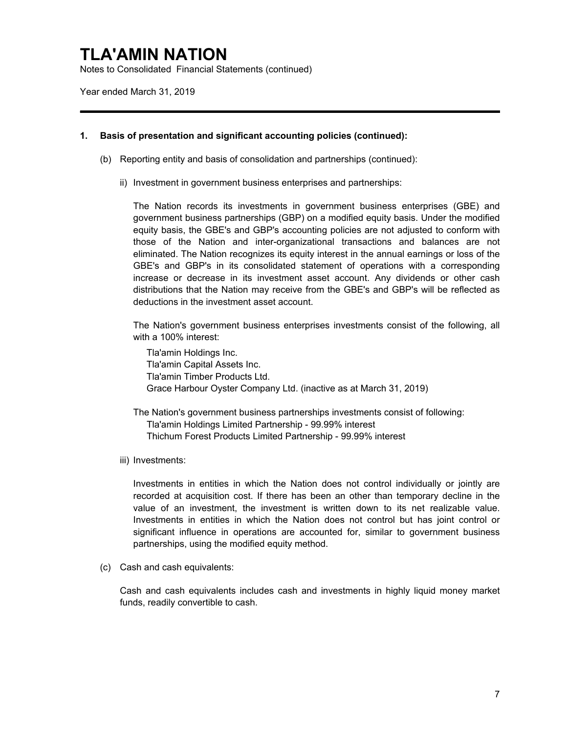# TLA'AMIN NATION

Notes to Consolidated Financial Statements (continued)

Year ended March 31, 2019

**1. Basis of presentation and significant accounting policies (continued):**

(b) Reporting entity and basis of consolidation and partnerships (continued):

ii) Investment in government business enterprises and partnerships:

The Nation records its investments in government business enterprises (GBE) and government business partnerships (GBP) on a modified equity basis. Under the modified equity basis, the GBE's and GBP's accounting policies are not adjusted to conform with those of the Nation and inter-organizational transactions and balances are not eliminated. The Nation recognizes its equity interest in the annual earnings or loss of the GBE's and GBP's in its consolidated statement of operations with a corresponding increase or decrease in its investment asset account. Any dividends or other cash distributions that the Nation may receive from the GBE's and GBP's will be reflected as deductions in the investment asset account.

The Nation's government business enterprises investments consist of the following, all with a 100% interest:

Tla'amin Holdings Inc.
Tla'amin Capital Assets Inc.
Tla'amin Timber Products Ltd.
Grace Harbour Oyster Company Ltd. (inactive as at March 31, 2019)

The Nation's government business partnerships investments consist of following:
Tla'amin Holdings Limited Partnership - 99.99% interest
Thichum Forest Products Limited Partnership - 99.99% interest

iii) Investments:

Investments in entities in which the Nation does not control individually or jointly are recorded at acquisition cost. If there has been an other than temporary decline in the value of an investment, the investment is written down to its net realizable value. Investments in entities in which the Nation does not control but has joint control or significant influence in operations are accounted for, similar to government business partnerships, using the modified equity method.

(c) Cash and cash equivalents:

Cash and cash equivalents includes cash and investments in highly liquid money market funds, readily convertible to cash.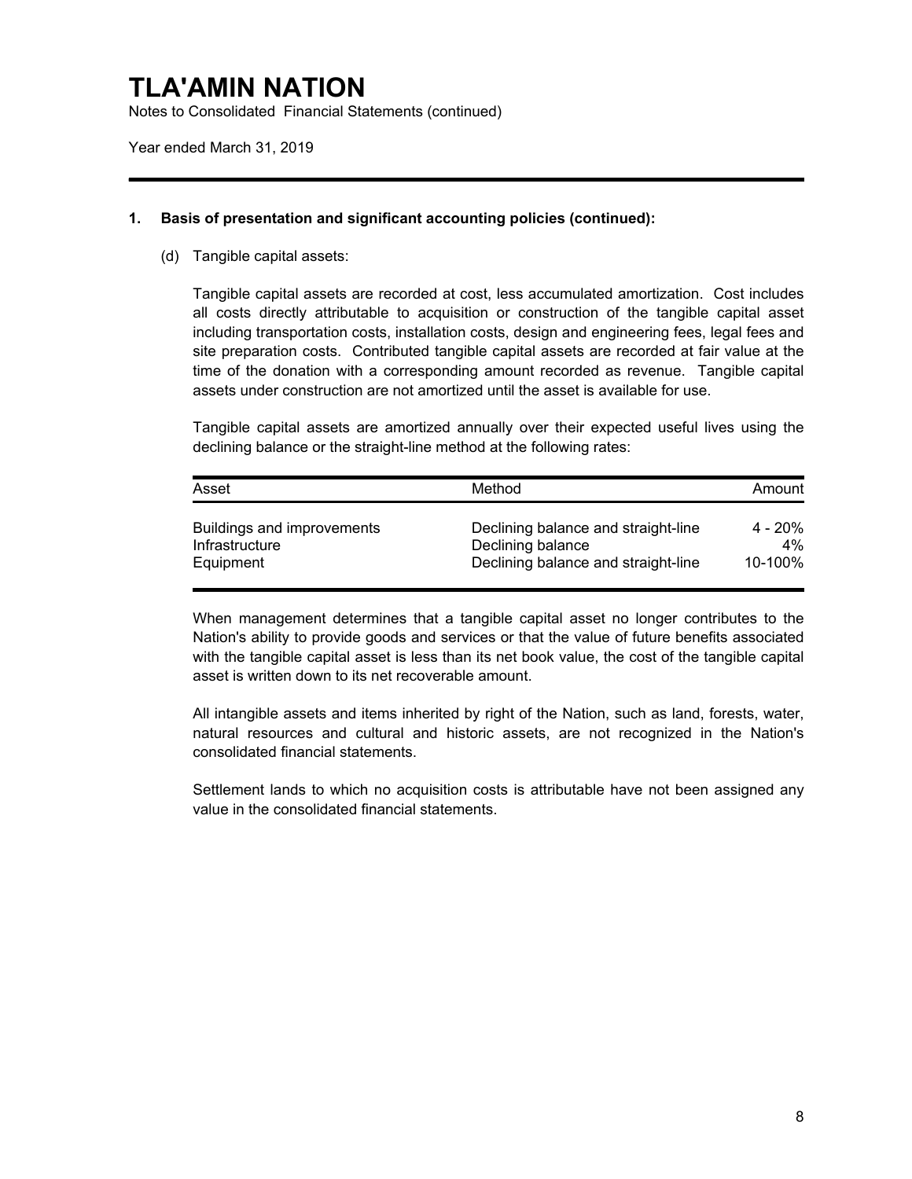# TLA'AMIN NATION

Notes to Consolidated Financial Statements (continued)

Year ended March 31, 2019

## 1. Basis of presentation and significant accounting policies (continued):

(d) Tangible capital assets:

Tangible capital assets are recorded at cost, less accumulated amortization. Cost includes all costs directly attributable to acquisition or construction of the tangible capital asset including transportation costs, installation costs, design and engineering fees, legal fees and site preparation costs. Contributed tangible capital assets are recorded at fair value at the time of the donation with a corresponding amount recorded as revenue. Tangible capital assets under construction are not amortized until the asset is available for use.

Tangible capital assets are amortized annually over their expected useful lives using the declining balance or the straight-line method at the following rates:

| Asset | Method | Amount |
|---|---|---|
| Buildings and improvements | Declining balance and straight-line | 4 - 20% |
| Infrastructure | Declining balance | 4% |
| Equipment | Declining balance and straight-line | 10-100% |

When management determines that a tangible capital asset no longer contributes to the Nation's ability to provide goods and services or that the value of future benefits associated with the tangible capital asset is less than its net book value, the cost of the tangible capital asset is written down to its net recoverable amount.

All intangible assets and items inherited by right of the Nation, such as land, forests, water, natural resources and cultural and historic assets, are not recognized in the Nation's consolidated financial statements.

Settlement lands to which no acquisition costs is attributable have not been assigned any value in the consolidated financial statements.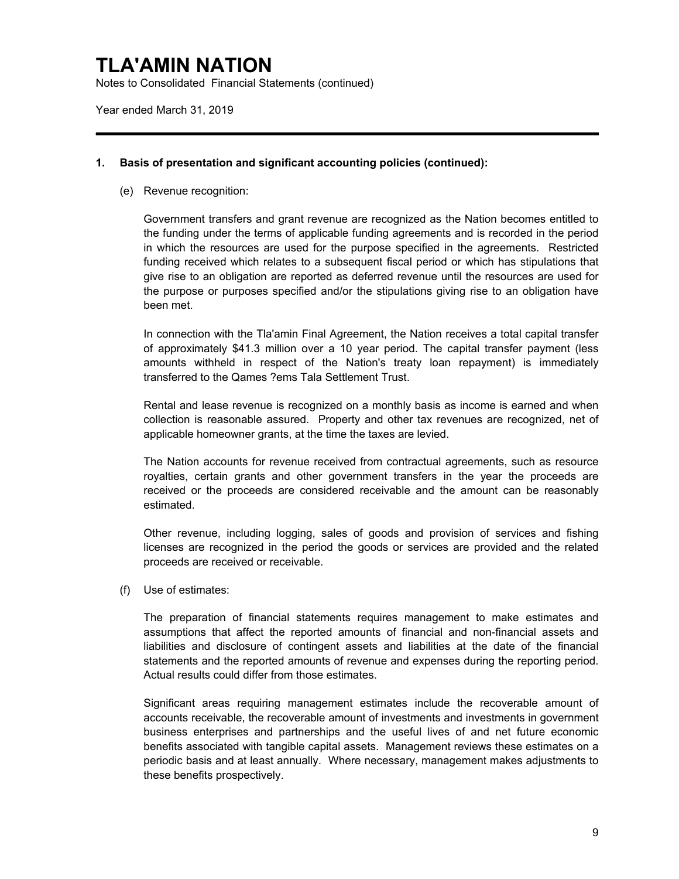# TLA'AMIN NATION

Notes to Consolidated Financial Statements (continued)

Year ended March 31, 2019

---

**1. Basis of presentation and significant accounting policies (continued):**

(e) Revenue recognition:

Government transfers and grant revenue are recognized as the Nation becomes entitled to the funding under the terms of applicable funding agreements and is recorded in the period in which the resources are used for the purpose specified in the agreements. Restricted funding received which relates to a subsequent fiscal period or which has stipulations that give rise to an obligation are reported as deferred revenue until the resources are used for the purpose or purposes specified and/or the stipulations giving rise to an obligation have been met.

In connection with the Tla'amin Final Agreement, the Nation receives a total capital transfer of approximately $41.3 million over a 10 year period. The capital transfer payment (less amounts withheld in respect of the Nation's treaty loan repayment) is immediately transferred to the Qames ?ems Tala Settlement Trust.

Rental and lease revenue is recognized on a monthly basis as income is earned and when collection is reasonable assured. Property and other tax revenues are recognized, net of applicable homeowner grants, at the time the taxes are levied.

The Nation accounts for revenue received from contractual agreements, such as resource royalties, certain grants and other government transfers in the year the proceeds are received or the proceeds are considered receivable and the amount can be reasonably estimated.

Other revenue, including logging, sales of goods and provision of services and fishing licenses are recognized in the period the goods or services are provided and the related proceeds are received or receivable.

(f) Use of estimates:

The preparation of financial statements requires management to make estimates and assumptions that affect the reported amounts of financial and non-financial assets and liabilities and disclosure of contingent assets and liabilities at the date of the financial statements and the reported amounts of revenue and expenses during the reporting period. Actual results could differ from those estimates.

Significant areas requiring management estimates include the recoverable amount of accounts receivable, the recoverable amount of investments and investments in government business enterprises and partnerships and the useful lives of and net future economic benefits associated with tangible capital assets. Management reviews these estimates on a periodic basis and at least annually. Where necessary, management makes adjustments to these benefits prospectively.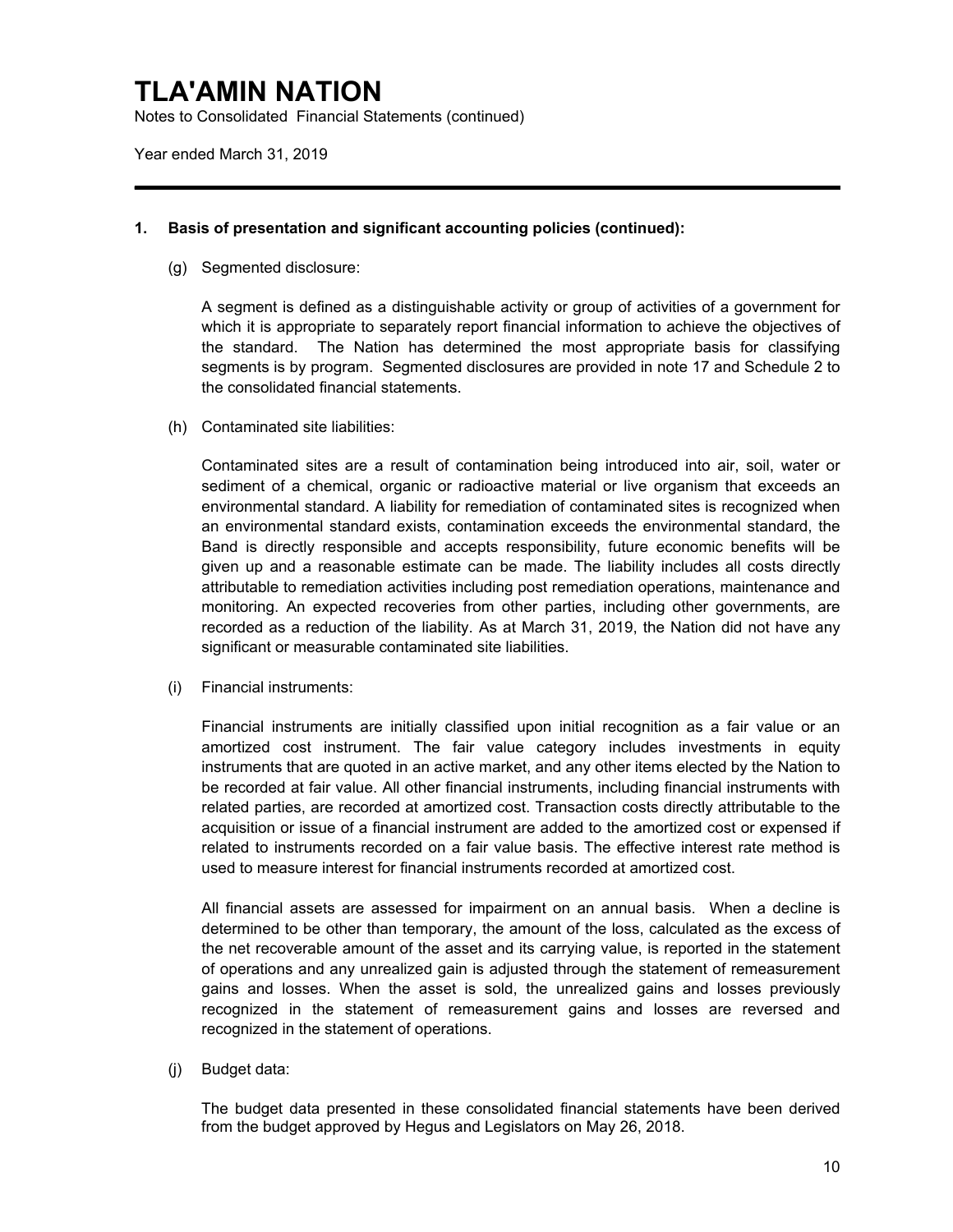## 1. Basis of presentation and significant accounting policies (continued):

(g) Segmented disclosure:

A segment is defined as a distinguishable activity or group of activities of a government for which it is appropriate to separately report financial information to achieve the objectives of the standard. The Nation has determined the most appropriate basis for classifying segments is by program. Segmented disclosures are provided in note 17 and Schedule 2 to the consolidated financial statements.

(h) Contaminated site liabilities:

Contaminated sites are a result of contamination being introduced into air, soil, water or sediment of a chemical, organic or radioactive material or live organism that exceeds an environmental standard. A liability for remediation of contaminated sites is recognized when an environmental standard exists, contamination exceeds the environmental standard, the Band is directly responsible and accepts responsibility, future economic benefits will be given up and a reasonable estimate can be made. The liability includes all costs directly attributable to remediation activities including post remediation operations, maintenance and monitoring. An expected recoveries from other parties, including other governments, are recorded as a reduction of the liability. As at March 31, 2019, the Nation did not have any significant or measurable contaminated site liabilities.

(i) Financial instruments:

Financial instruments are initially classified upon initial recognition as a fair value or an amortized cost instrument. The fair value category includes investments in equity instruments that are quoted in an active market, and any other items elected by the Nation to be recorded at fair value. All other financial instruments, including financial instruments with related parties, are recorded at amortized cost. Transaction costs directly attributable to the acquisition or issue of a financial instrument are added to the amortized cost or expensed if related to instruments recorded on a fair value basis. The effective interest rate method is used to measure interest for financial instruments recorded at amortized cost.

All financial assets are assessed for impairment on an annual basis. When a decline is determined to be other than temporary, the amount of the loss, calculated as the excess of the net recoverable amount of the asset and its carrying value, is reported in the statement of operations and any unrealized gain is adjusted through the statement of remeasurement gains and losses. When the asset is sold, the unrealized gains and losses previously recognized in the statement of remeasurement gains and losses are reversed and recognized in the statement of operations.

(j) Budget data:

The budget data presented in these consolidated financial statements have been derived from the budget approved by Hegus and Legislators on May 26, 2018.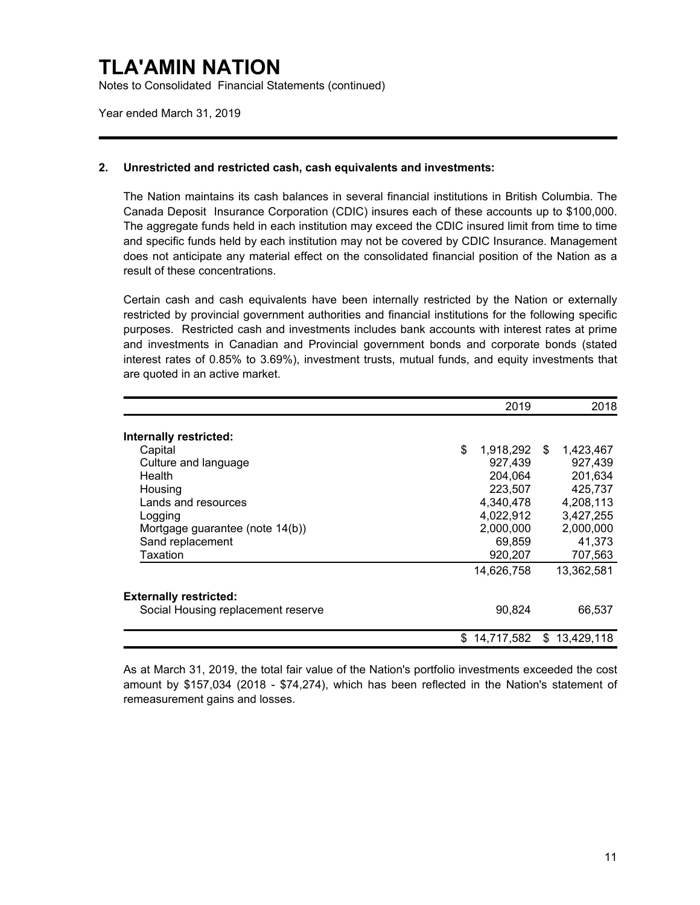# TLA'AMIN NATION

Notes to Consolidated Financial Statements (continued)

Year ended March 31, 2019

## 2. Unrestricted and restricted cash, cash equivalents and investments:

The Nation maintains its cash balances in several financial institutions in British Columbia. The Canada Deposit Insurance Corporation (CDIC) insures each of these accounts up to $100,000. The aggregate funds held in each institution may exceed the CDIC insured limit from time to time and specific funds held by each institution may not be covered by CDIC Insurance. Management does not anticipate any material effect on the consolidated financial position of the Nation as a result of these concentrations.

Certain cash and cash equivalents have been internally restricted by the Nation or externally restricted by provincial government authorities and financial institutions for the following specific purposes. Restricted cash and investments includes bank accounts with interest rates at prime and investments in Canadian and Provincial government bonds and corporate bonds (stated interest rates of 0.85% to 3.69%), investment trusts, mutual funds, and equity investments that are quoted in an active market.

| | 2019 | 2018 |
|---|---|---|
| **Internally restricted:** | | |
| Capital | $ 1,918,292 | $ 1,423,467 |
| Culture and language | 927,439 | 927,439 |
| Health | 204,064 | 201,634 |
| Housing | 223,507 | 425,737 |
| Lands and resources | 4,340,478 | 4,208,113 |
| Logging | 4,022,912 | 3,427,255 |
| Mortgage guarantee (note 14(b)) | 2,000,000 | 2,000,000 |
| Sand replacement | 69,859 | 41,373 |
| Taxation | 920,207 | 707,563 |
| | 14,626,758 | 13,362,581 |
| **Externally restricted:** | | |
| Social Housing replacement reserve | 90,824 | 66,537 |
| | $ 14,717,582 | $ 13,429,118 |

As at March 31, 2019, the total fair value of the Nation's portfolio investments exceeded the cost amount by $157,034 (2018 - $74,274), which has been reflected in the Nation's statement of remeasurement gains and losses.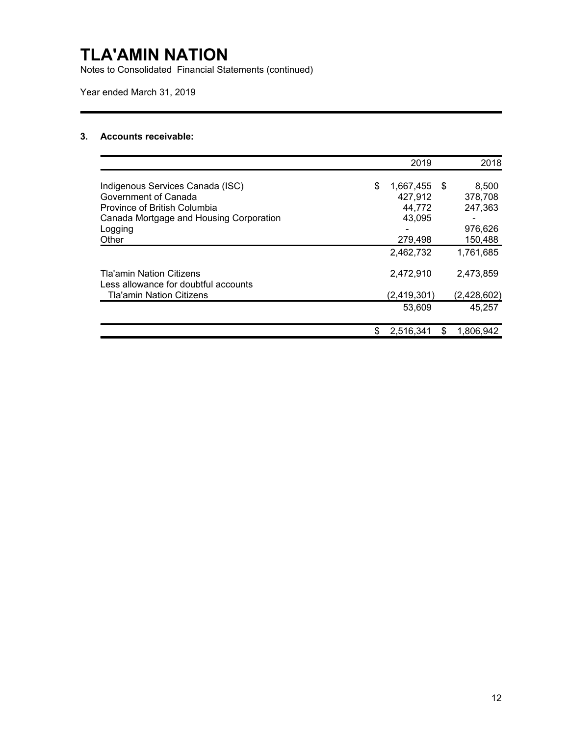# TLA'AMIN NATION

Notes to Consolidated Financial Statements (continued)

Year ended March 31, 2019

### 3. Accounts receivable:

| | 2019 | 2018 |
|---|---|---|
| Indigenous Services Canada (ISC) | $ 1,667,455 | $ 8,500 |
| Government of Canada | 427,912 | 378,708 |
| Province of British Columbia | 44,772 | 247,363 |
| Canada Mortgage and Housing Corporation | 43,095 | - |
| Logging | - | 976,626 |
| Other | 279,498 | 150,488 |
| | 2,462,732 | 1,761,685 |
| Tla'amin Nation Citizens | 2,472,910 | 2,473,859 |
| Less allowance for doubtful accounts | | |
| Tla'amin Nation Citizens | (2,419,301) | (2,428,602) |
| | 53,609 | 45,257 |
| | $ 2,516,341 | $ 1,806,942 |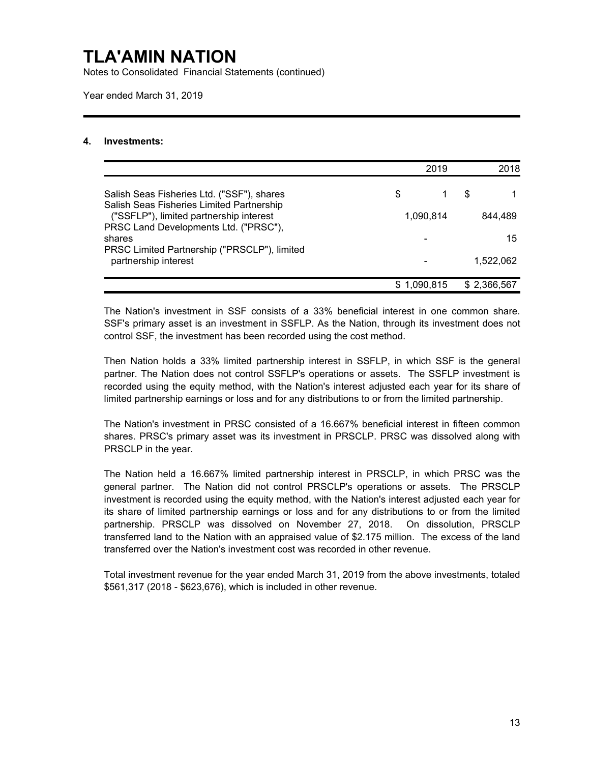# TLA'AMIN NATION

Notes to Consolidated Financial Statements (continued)

Year ended March 31, 2019

## 4. Investments:

| | 2019 | 2018 |
|---|---|---|
| Salish Seas Fisheries Ltd. ("SSF"), shares | $ 1 | $ 1 |
| Salish Seas Fisheries Limited Partnership ("SSFLP"), limited partnership interest | 1,090,814 | 844,489 |
| PRSC Land Developments Ltd. ("PRSC"), shares | - | 15 |
| PRSC Limited Partnership ("PRSCLP"), limited partnership interest | - | 1,522,062 |
| | $ 1,090,815 | $ 2,366,567 |

The Nation's investment in SSF consists of a 33% beneficial interest in one common share. SSF's primary asset is an investment in SSFLP. As the Nation, through its investment does not control SSF, the investment has been recorded using the cost method.

Then Nation holds a 33% limited partnership interest in SSFLP, in which SSF is the general partner. The Nation does not control SSFLP's operations or assets. The SSFLP investment is recorded using the equity method, with the Nation's interest adjusted each year for its share of limited partnership earnings or loss and for any distributions to or from the limited partnership.

The Nation's investment in PRSC consisted of a 16.667% beneficial interest in fifteen common shares. PRSC's primary asset was its investment in PRSCLP. PRSC was dissolved along with PRSCLP in the year.

The Nation held a 16.667% limited partnership interest in PRSCLP, in which PRSC was the general partner. The Nation did not control PRSCLP's operations or assets. The PRSCLP investment is recorded using the equity method, with the Nation's interest adjusted each year for its share of limited partnership earnings or loss and for any distributions to or from the limited partnership. PRSCLP was dissolved on November 27, 2018. On dissolution, PRSCLP transferred land to the Nation with an appraised value of $2.175 million. The excess of the land transferred over the Nation's investment cost was recorded in other revenue.

Total investment revenue for the year ended March 31, 2019 from the above investments, totaled $561,317 (2018 - $623,676), which is included in other revenue.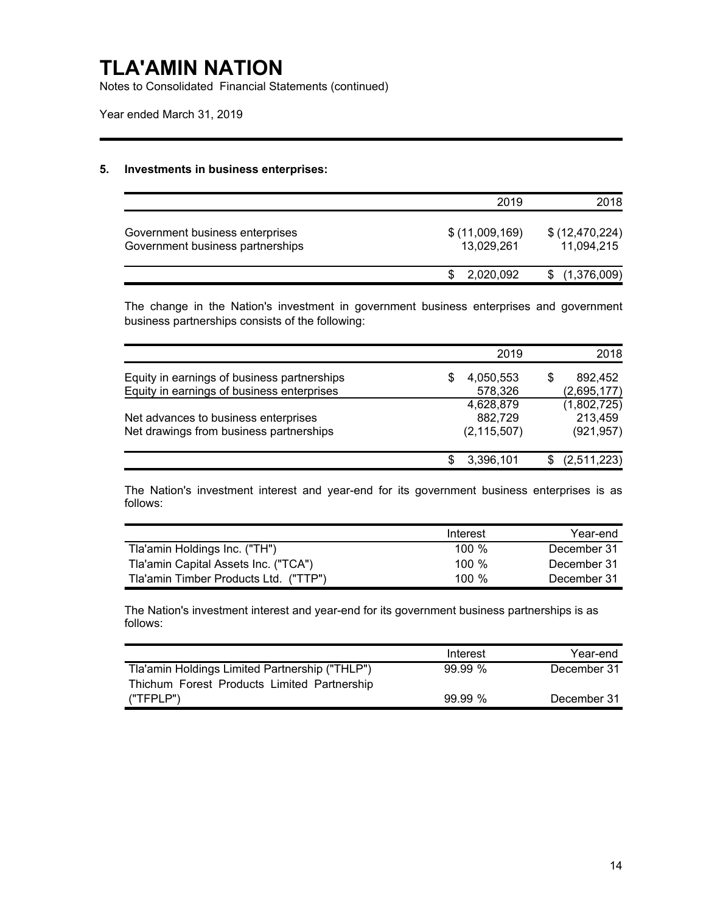# TLA'AMIN NATION

Notes to Consolidated Financial Statements (continued)

Year ended March 31, 2019

### 5. Investments in business enterprises:

| | 2019 | 2018 |
|---|---|---|
| Government business enterprises | $ (11,009,169) | $ (12,470,224) |
| Government business partnerships | 13,029,261 | 11,094,215 |
| | $ 2,020,092 | $ (1,376,009) |

The change in the Nation's investment in government business enterprises and government business partnerships consists of the following:

| | 2019 | 2018 |
|---|---|---|
| Equity in earnings of business partnerships | $ 4,050,553 | $ 892,452 |
| Equity in earnings of business enterprises | 578,326 | (2,695,177) |
| | 4,628,879 | (1,802,725) |
| Net advances to business enterprises | 882,729 | 213,459 |
| Net drawings from business partnerships | (2,115,507) | (921,957) |
| | $ 3,396,101 | $ (2,511,223) |

The Nation's investment interest and year-end for its government business enterprises is as follows:

| | Interest | Year-end |
|---|---|---|
| Tla'amin Holdings Inc. ("TH") | 100 % | December 31 |
| Tla'amin Capital Assets Inc. ("TCA") | 100 % | December 31 |
| Tla'amin Timber Products Ltd. ("TTP") | 100 % | December 31 |

The Nation's investment interest and year-end for its government business partnerships is as follows:

| | Interest | Year-end |
|---|---|---|
| Tla'amin Holdings Limited Partnership ("THLP") | 99.99 % | December 31 |
| Thichum Forest Products Limited Partnership ("TFPLP") | 99.99 % | December 31 |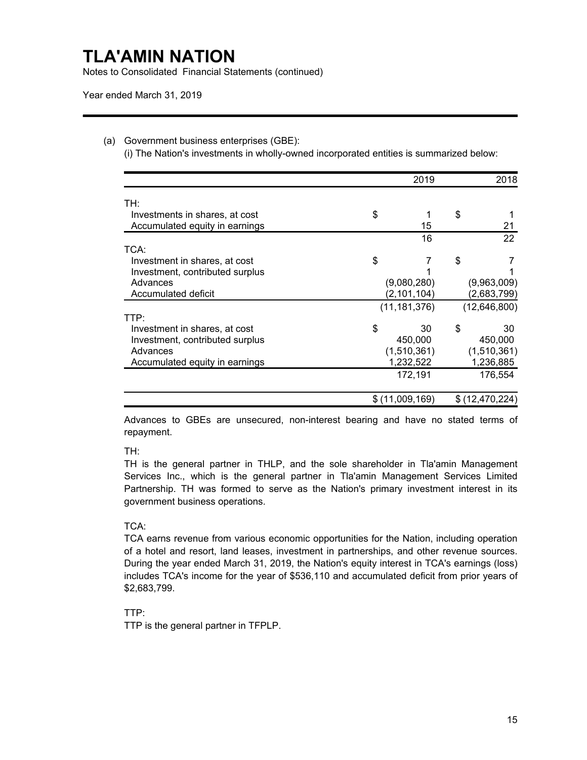# TLA'AMIN NATION

Notes to Consolidated Financial Statements (continued)

Year ended March 31, 2019

(a) Government business enterprises (GBE):

(i) The Nation's investments in wholly-owned incorporated entities is summarized below:

| | 2019 | 2018 |
|---|---|---|
| TH: | | |
| Investments in shares, at cost | $ 1 | $ 1 |
| Accumulated equity in earnings | 15 | 21 |
| | 16 | 22 |
| TCA: | | |
| Investment in shares, at cost | $ 7 | $ 7 |
| Investment, contributed surplus | 1 | 1 |
| Advances | (9,080,280) | (9,963,009) |
| Accumulated deficit | (2,101,104) | (2,683,799) |
| | (11,181,376) | (12,646,800) |
| TTP: | | |
| Investment in shares, at cost | $ 30 | $ 30 |
| Investment, contributed surplus | 450,000 | 450,000 |
| Advances | (1,510,361) | (1,510,361) |
| Accumulated equity in earnings | 1,232,522 | 1,236,885 |
| | 172,191 | 176,554 |
| | $ (11,009,169) | $ (12,470,224) |

Advances to GBEs are unsecured, non-interest bearing and have no stated terms of repayment.

TH:

TH is the general partner in THLP, and the sole shareholder in Tla'amin Management Services Inc., which is the general partner in Tla'amin Management Services Limited Partnership. TH was formed to serve as the Nation's primary investment interest in its government business operations.

TCA:

TCA earns revenue from various economic opportunities for the Nation, including operation of a hotel and resort, land leases, investment in partnerships, and other revenue sources. During the year ended March 31, 2019, the Nation's equity interest in TCA's earnings (loss) includes TCA's income for the year of $536,110 and accumulated deficit from prior years of $2,683,799.

TTP:

TTP is the general partner in TFPLP.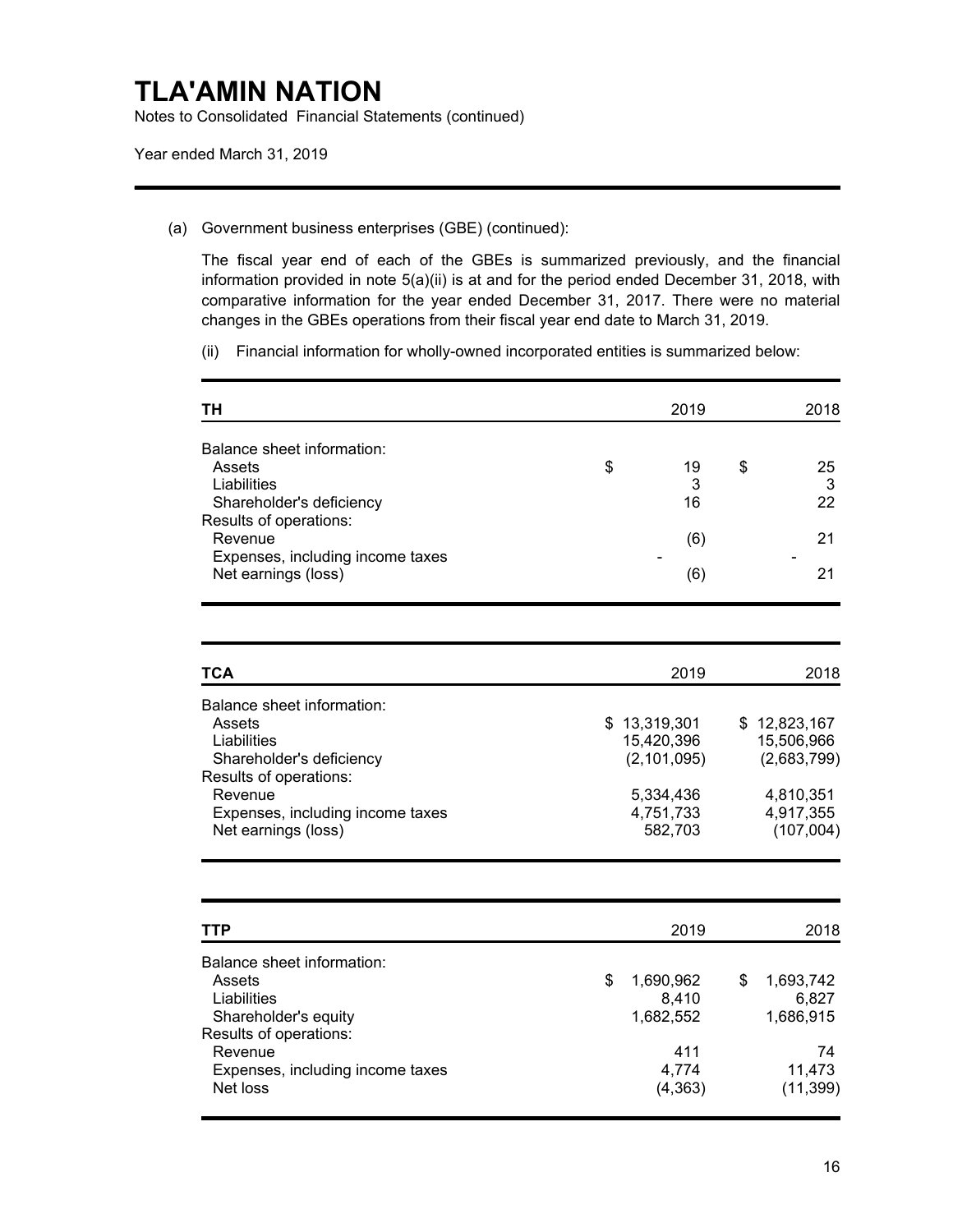# TLA'AMIN NATION

Notes to Consolidated Financial Statements (continued)

Year ended March 31, 2019

(a) Government business enterprises (GBE) (continued):

The fiscal year end of each of the GBEs is summarized previously, and the financial information provided in note 5(a)(ii) is at and for the period ended December 31, 2018, with comparative information for the year ended December 31, 2017. There were no material changes in the GBEs operations from their fiscal year end date to March 31, 2019.

(ii) Financial information for wholly-owned incorporated entities is summarized below:

| TH | 2019 | 2018 |
|---|---|---|
| Balance sheet information: | | |
| Assets | $ 19 | $ 25 |
| Liabilities | 3 | 3 |
| Shareholder's deficiency | 16 | 22 |
| Results of operations: | | |
| Revenue | (6) | 21 |
| Expenses, including income taxes | - | - |
| Net earnings (loss) | (6) | 21 |

| TCA | 2019 | 2018 |
|---|---|---|
| Balance sheet information: | | |
| Assets | $ 13,319,301 | $ 12,823,167 |
| Liabilities | 15,420,396 | 15,506,966 |
| Shareholder's deficiency | (2,101,095) | (2,683,799) |
| Results of operations: | | |
| Revenue | 5,334,436 | 4,810,351 |
| Expenses, including income taxes | 4,751,733 | 4,917,355 |
| Net earnings (loss) | 582,703 | (107,004) |

| TTP | 2019 | 2018 |
|---|---|---|
| Balance sheet information: | | |
| Assets | $ 1,690,962 | $ 1,693,742 |
| Liabilities | 8,410 | 6,827 |
| Shareholder's equity | 1,682,552 | 1,686,915 |
| Results of operations: | | |
| Revenue | 411 | 74 |
| Expenses, including income taxes | 4,774 | 11,473 |
| Net loss | (4,363) | (11,399) |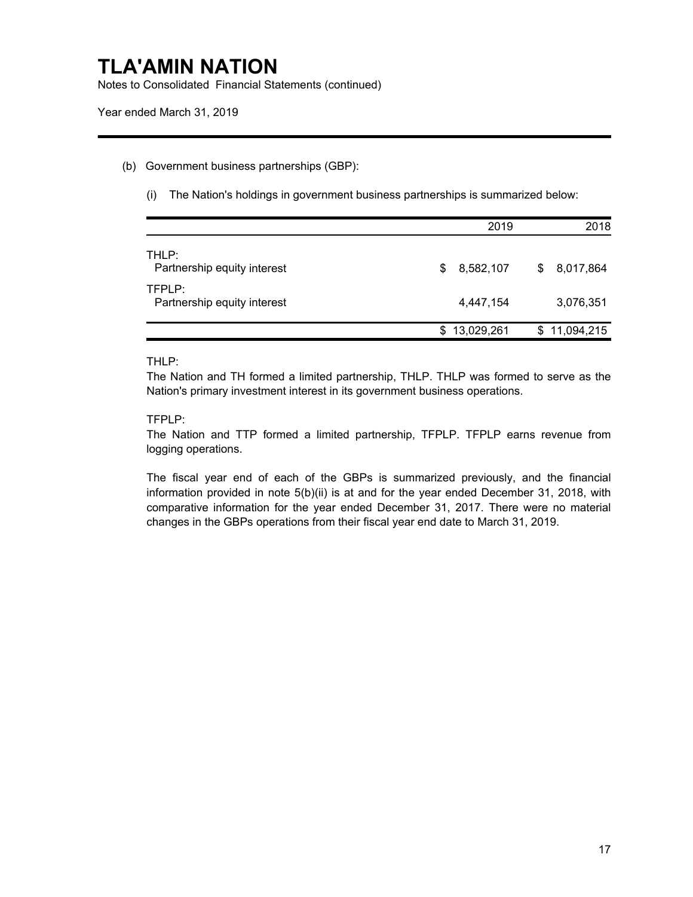# TLA'AMIN NATION

Notes to Consolidated Financial Statements (continued)

Year ended March 31, 2019

(b) Government business partnerships (GBP):

(i) The Nation's holdings in government business partnerships is summarized below:

| | 2019 | 2018 |
|---|---|---|
| THLP: | | |
| Partnership equity interest | $ 8,582,107 | $ 8,017,864 |
| TFPLP: | | |
| Partnership equity interest | 4,447,154 | 3,076,351 |
| | $ 13,029,261 | $ 11,094,215 |

THLP:

The Nation and TH formed a limited partnership, THLP. THLP was formed to serve as the Nation's primary investment interest in its government business operations.

TFPLP:

The Nation and TTP formed a limited partnership, TFPLP. TFPLP earns revenue from logging operations.

The fiscal year end of each of the GBPs is summarized previously, and the financial information provided in note 5(b)(ii) is at and for the year ended December 31, 2018, with comparative information for the year ended December 31, 2017. There were no material changes in the GBPs operations from their fiscal year end date to March 31, 2019.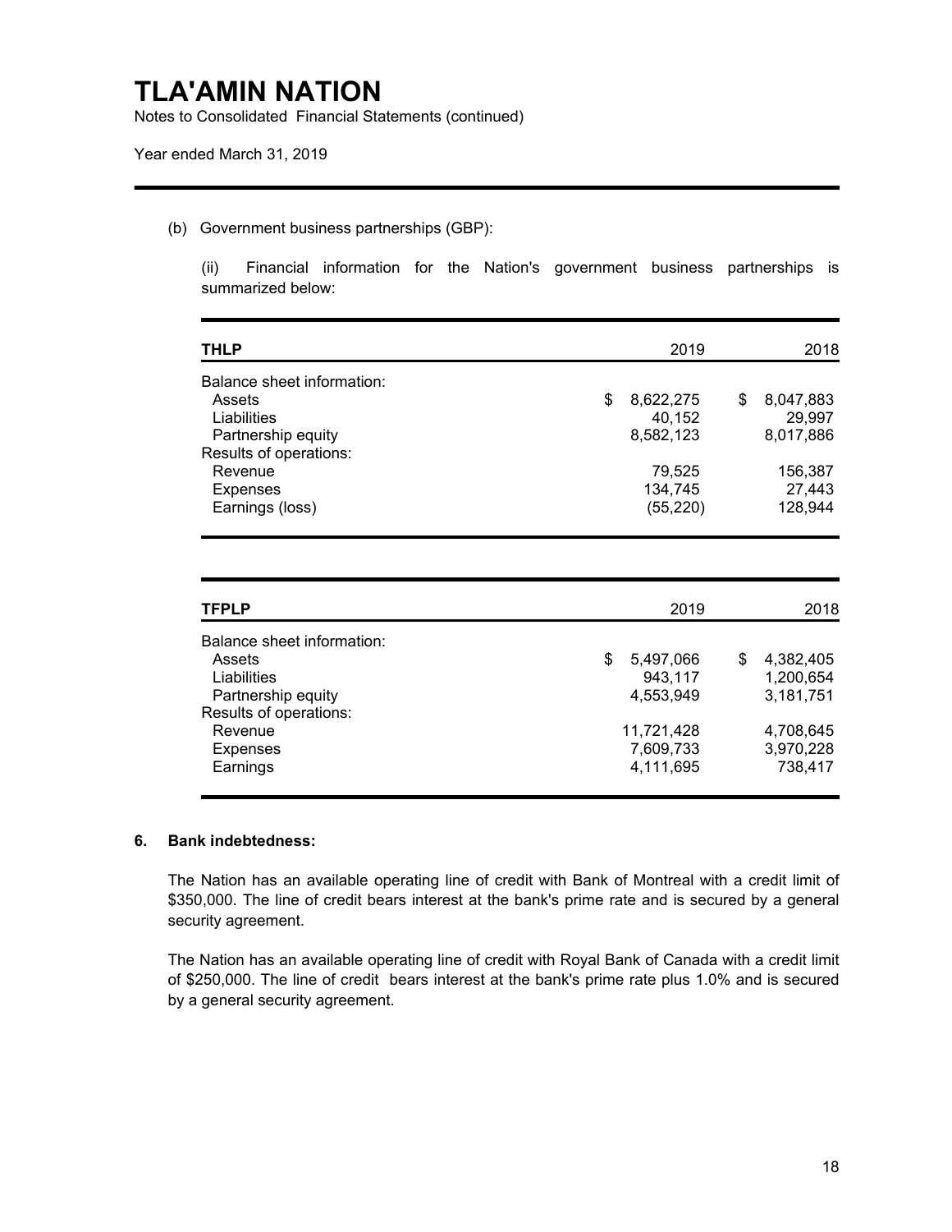(b) Government business partnerships (GBP):

(ii) Financial information for the Nation's government business partnerships is summarized below:

| THLP | 2019 | 2018 |
|---|---|---|
| Balance sheet information: | | |
| Assets | $ 8,622,275 | $ 8,047,883 |
| Liabilities | 40,152 | 29,997 |
| Partnership equity | 8,582,123 | 8,017,886 |
| Results of operations: | | |
| Revenue | 79,525 | 156,387 |
| Expenses | 134,745 | 27,443 |
| Earnings (loss) | (55,220) | 128,944 |

| TFPLP | 2019 | 2018 |
|---|---|---|
| Balance sheet information: | | |
| Assets | $ 5,497,066 | $ 4,382,405 |
| Liabilities | 943,117 | 1,200,654 |
| Partnership equity | 4,553,949 | 3,181,751 |
| Results of operations: | | |
| Revenue | 11,721,428 | 4,708,645 |
| Expenses | 7,609,733 | 3,970,228 |
| Earnings | 4,111,695 | 738,417 |

## 6. Bank indebtedness:

The Nation has an available operating line of credit with Bank of Montreal with a credit limit of $350,000. The line of credit bears interest at the bank's prime rate and is secured by a general security agreement.

The Nation has an available operating line of credit with Royal Bank of Canada with a credit limit of $250,000. The line of credit bears interest at the bank's prime rate plus 1.0% and is secured by a general security agreement.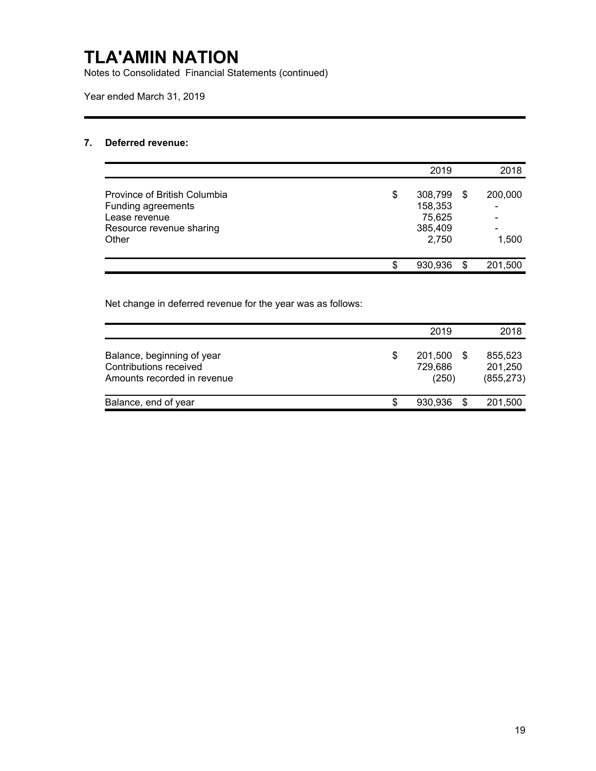# TLA'AMIN NATION

Notes to Consolidated Financial Statements (continued)

Year ended March 31, 2019

## 7. Deferred revenue:

| | 2019 | 2018 |
|---|---|---|
| Province of British Columbia | $ 308,799 | $ 200,000 |
| Funding agreements | 158,353 | - |
| Lease revenue | 75,625 | - |
| Resource revenue sharing | 385,409 | - |
| Other | 2,750 | 1,500 |
| | $ 930,936 | $ 201,500 |

Net change in deferred revenue for the year was as follows:

| | 2019 | 2018 |
|---|---|---|
| Balance, beginning of year | $ 201,500 | $ 855,523 |
| Contributions received | 729,686 | 201,250 |
| Amounts recorded in revenue | (250) | (855,273) |
| Balance, end of year | $ 930,936 | $ 201,500 |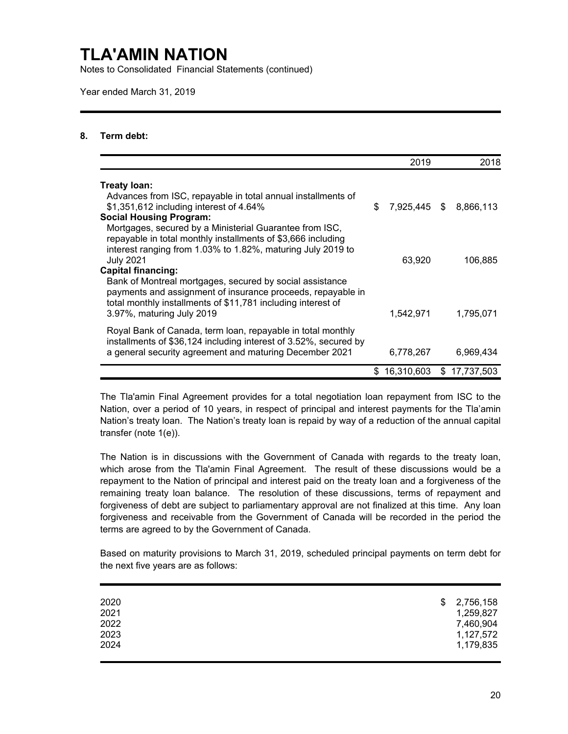# TLA'AMIN NATION

Notes to Consolidated Financial Statements (continued)

Year ended March 31, 2019

## 8. Term debt:

| | 2019 | 2018 |
|---|---|---|
| **Treaty loan:** | | |
| Advances from ISC, repayable in total annual installments of $1,351,612 including interest of 4.64% | $ 7,925,445 | $ 8,866,113 |
| **Social Housing Program:** | | |
| Mortgages, secured by a Ministerial Guarantee from ISC, repayable in total monthly installments of $3,666 including interest ranging from 1.03% to 1.82%, maturing July 2019 to July 2021 | 63,920 | 106,885 |
| **Capital financing:** | | |
| Bank of Montreal mortgages, secured by social assistance payments and assignment of insurance proceeds, repayable in total monthly installments of $11,781 including interest of 3.97%, maturing July 2019 | 1,542,971 | 1,795,071 |
| Royal Bank of Canada, term loan, repayable in total monthly installments of $36,124 including interest of 3.52%, secured by a general security agreement and maturing December 2021 | 6,778,267 | 6,969,434 |
| | $ 16,310,603 | $ 17,737,503 |

The Tla'amin Final Agreement provides for a total negotiation loan repayment from ISC to the Nation, over a period of 10 years, in respect of principal and interest payments for the Tla'amin Nation's treaty loan. The Nation's treaty loan is repaid by way of a reduction of the annual capital transfer (note 1(e)).

The Nation is in discussions with the Government of Canada with regards to the treaty loan, which arose from the Tla'amin Final Agreement. The result of these discussions would be a repayment to the Nation of principal and interest paid on the treaty loan and a forgiveness of the remaining treaty loan balance. The resolution of these discussions, terms of repayment and forgiveness of debt are subject to parliamentary approval are not finalized at this time. Any loan forgiveness and receivable from the Government of Canada will be recorded in the period the terms are agreed to by the Government of Canada.

Based on maturity provisions to March 31, 2019, scheduled principal payments on term debt for the next five years are as follows:

| | |
|---|---|
| 2020 | $ 2,756,158 |
| 2021 | 1,259,827 |
| 2022 | 7,460,904 |
| 2023 | 1,127,572 |
| 2024 | 1,179,835 |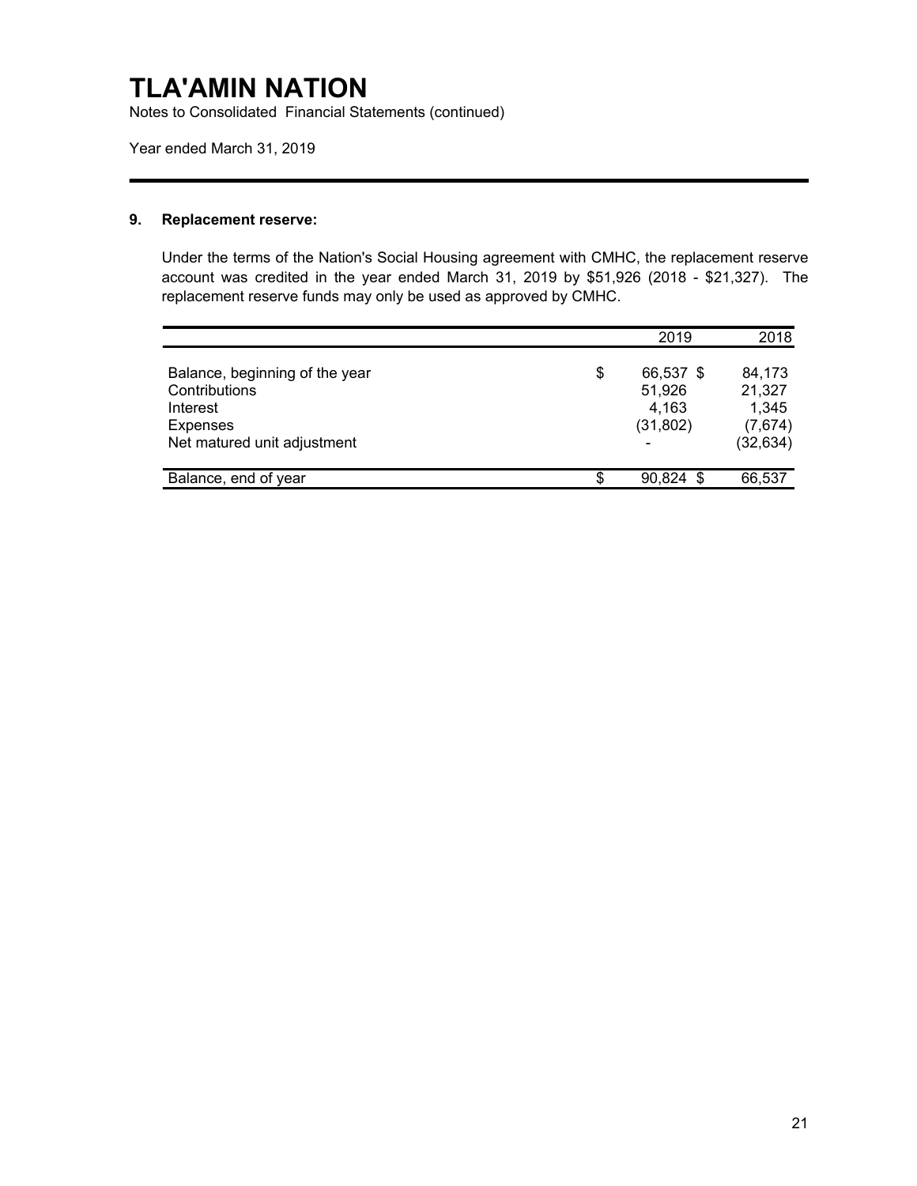# TLA'AMIN NATION

Notes to Consolidated Financial Statements (continued)

Year ended March 31, 2019

## 9. Replacement reserve:

Under the terms of the Nation's Social Housing agreement with CMHC, the replacement reserve account was credited in the year ended March 31, 2019 by $51,926 (2018 - $21,327). The replacement reserve funds may only be used as approved by CMHC.

| | | 2019 | 2018 |
|---|---|---|---|
| Balance, beginning of the year | $ | 66,537 $ | 84,173 |
| Contributions | | 51,926 | 21,327 |
| Interest | | 4,163 | 1,345 |
| Expenses | | (31,802) | (7,674) |
| Net matured unit adjustment | | - | (32,634) |
| Balance, end of year | $ | 90,824 $ | 66,537 |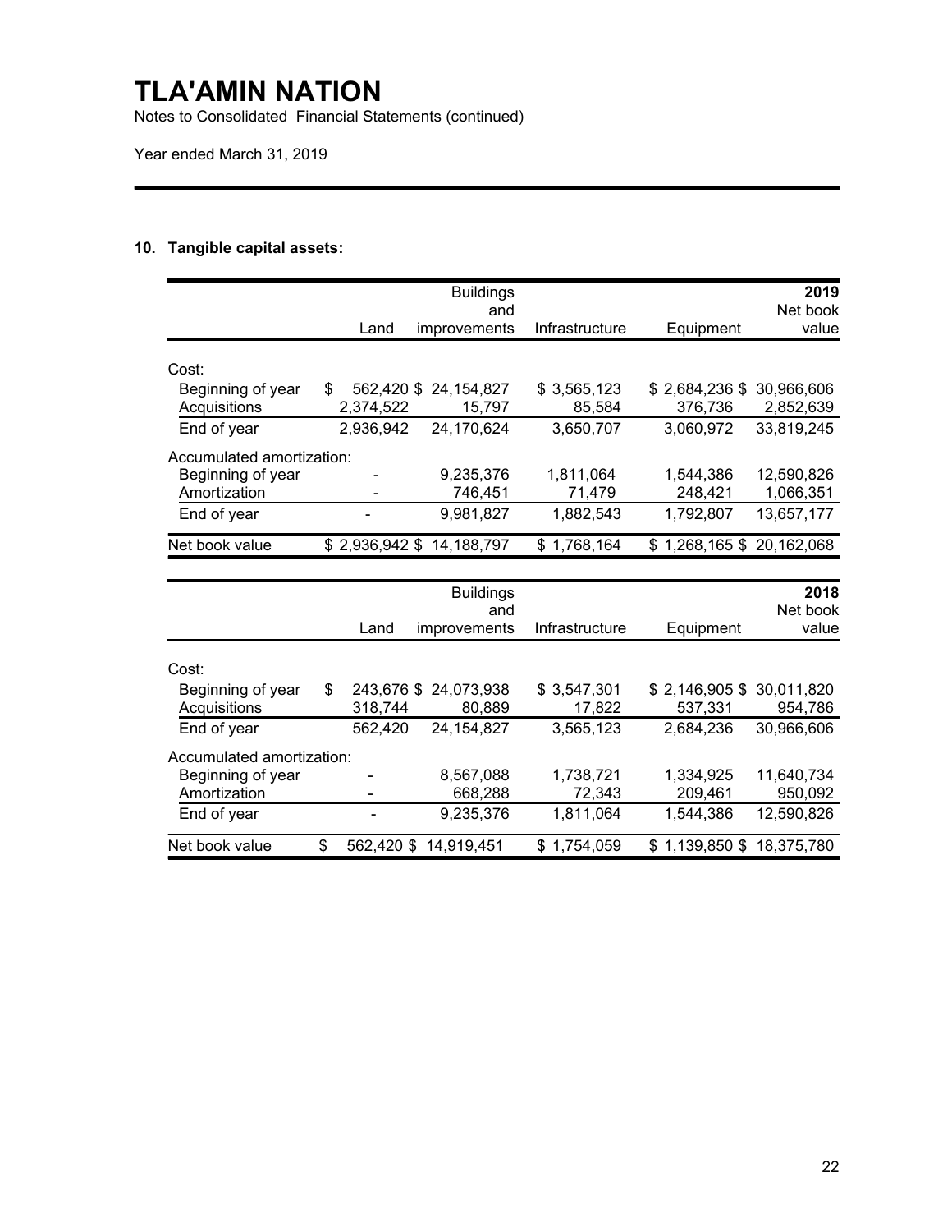# TLA'AMIN NATION

Notes to Consolidated Financial Statements (continued)

Year ended March 31, 2019

## 10. Tangible capital assets:

| | Land | Buildings and improvements | Infrastructure | Equipment | 2019 Net book value |
|---|---|---|---|---|---|
| Cost: | | | | | |
| Beginning of year | $ 562,420 | $ 24,154,827 | $ 3,565,123 | $ 2,684,236 | $ 30,966,606 |
| Acquisitions | 2,374,522 | 15,797 | 85,584 | 376,736 | 2,852,639 |
| End of year | 2,936,942 | 24,170,624 | 3,650,707 | 3,060,972 | 33,819,245 |
| Accumulated amortization: | | | | | |
| Beginning of year | - | 9,235,376 | 1,811,064 | 1,544,386 | 12,590,826 |
| Amortization | - | 746,451 | 71,479 | 248,421 | 1,066,351 |
| End of year | - | 9,981,827 | 1,882,543 | 1,792,807 | 13,657,177 |
| Net book value | $ 2,936,942 | $ 14,188,797 | $ 1,768,164 | $ 1,268,165 | $ 20,162,068 |

| | Land | Buildings and improvements | Infrastructure | Equipment | 2018 Net book value |
|---|---|---|---|---|---|
| Cost: | | | | | |
| Beginning of year | $ 243,676 | $ 24,073,938 | $ 3,547,301 | $ 2,146,905 | $ 30,011,820 |
| Acquisitions | 318,744 | 80,889 | 17,822 | 537,331 | 954,786 |
| End of year | 562,420 | 24,154,827 | 3,565,123 | 2,684,236 | 30,966,606 |
| Accumulated amortization: | | | | | |
| Beginning of year | - | 8,567,088 | 1,738,721 | 1,334,925 | 11,640,734 |
| Amortization | - | 668,288 | 72,343 | 209,461 | 950,092 |
| End of year | - | 9,235,376 | 1,811,064 | 1,544,386 | 12,590,826 |
| Net book value | $ 562,420 | $ 14,919,451 | $ 1,754,059 | $ 1,139,850 | $ 18,375,780 |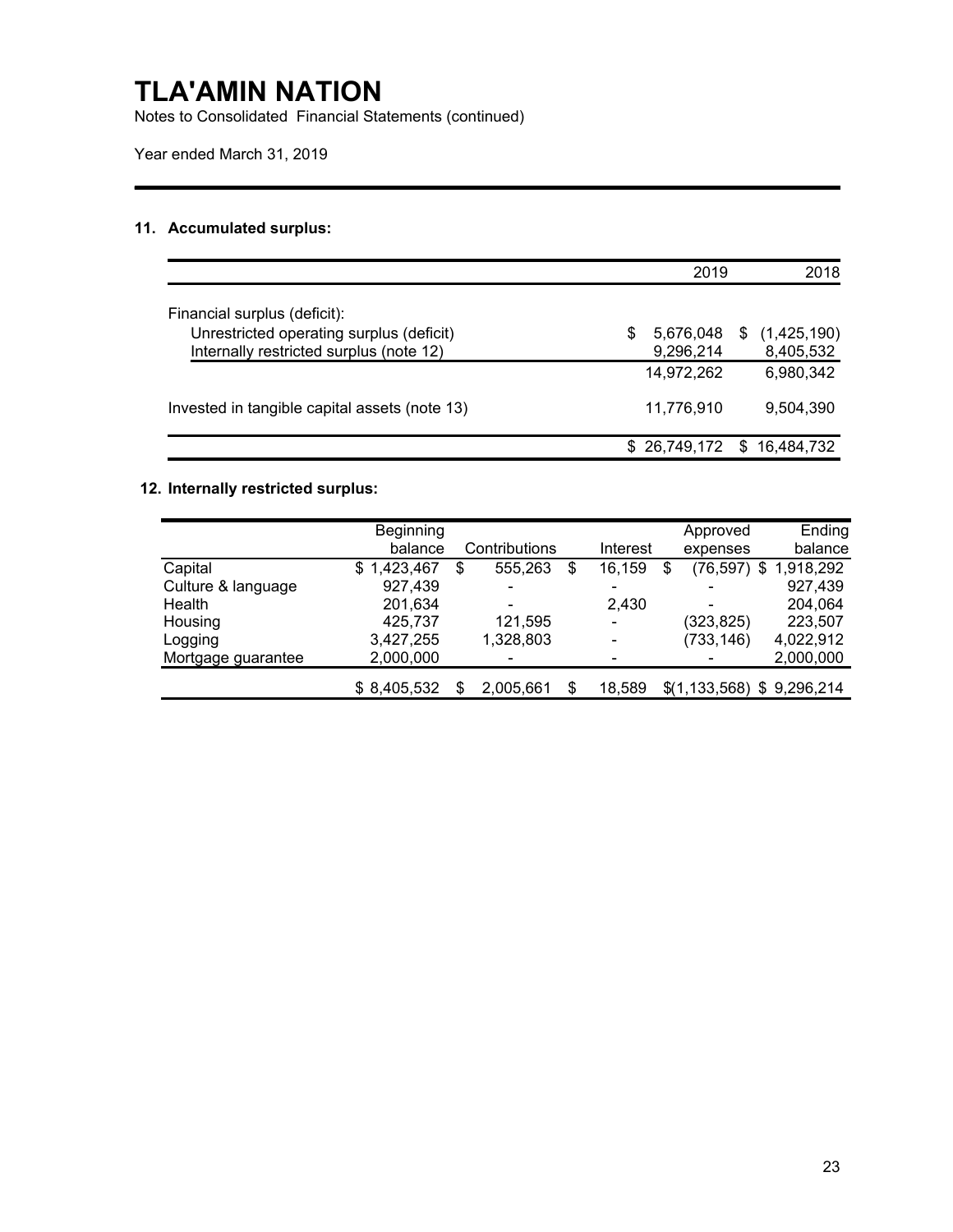# TLA'AMIN NATION

Notes to Consolidated Financial Statements (continued)

Year ended March 31, 2019

## 11. Accumulated surplus:

| | 2019 | 2018 |
|---|---|---|
| Financial surplus (deficit): | | |
| Unrestricted operating surplus (deficit) | $ 5,676,048 | $ (1,425,190) |
| Internally restricted surplus (note 12) | 9,296,214 | 8,405,532 |
| | 14,972,262 | 6,980,342 |
| Invested in tangible capital assets (note 13) | 11,776,910 | 9,504,390 |
| | $ 26,749,172 | $ 16,484,732 |

## 12. Internally restricted surplus:

| | Beginning balance | Contributions | Interest | Approved expenses | Ending balance |
|---|---|---|---|---|---|
| Capital | $ 1,423,467 | $ 555,263 | $ 16,159 | $ (76,597) | $ 1,918,292 |
| Culture & language | 927,439 | - | - | - | 927,439 |
| Health | 201,634 | - | 2,430 | - | 204,064 |
| Housing | 425,737 | 121,595 | - | (323,825) | 223,507 |
| Logging | 3,427,255 | 1,328,803 | - | (733,146) | 4,022,912 |
| Mortgage guarantee | 2,000,000 | - | - | - | 2,000,000 |
| | $ 8,405,532 | $ 2,005,661 | $ 18,589 | $ (1,133,568) | $ 9,296,214 |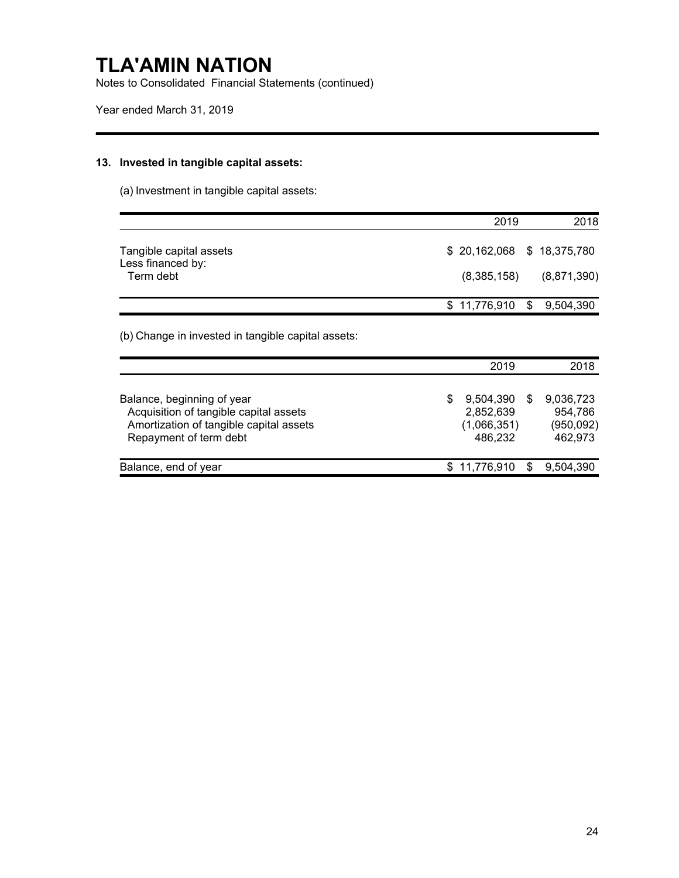# TLA'AMIN NATION

Notes to Consolidated Financial Statements (continued)

Year ended March 31, 2019

### 13. Invested in tangible capital assets:

(a) Investment in tangible capital assets:

| | 2019 | 2018 |
|---|---|---|
| Tangible capital assets | $ 20,162,068 | $ 18,375,780 |
| Less financed by: | | |
| Term debt | (8,385,158) | (8,871,390) |
| | $ 11,776,910 | $ 9,504,390 |

(b) Change in invested in tangible capital assets:

| | 2019 | 2018 |
|---|---|---|
| Balance, beginning of year | $ 9,504,390 | $ 9,036,723 |
| Acquisition of tangible capital assets | 2,852,639 | 954,786 |
| Amortization of tangible capital assets | (1,066,351) | (950,092) |
| Repayment of term debt | 486,232 | 462,973 |
| Balance, end of year | $ 11,776,910 | $ 9,504,390 |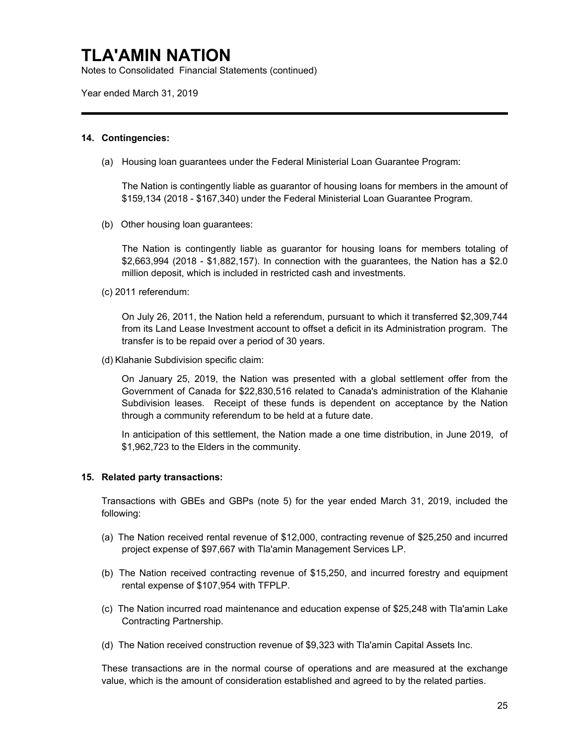# TLA'AMIN NATION

Notes to Consolidated Financial Statements (continued)

Year ended March 31, 2019

## 14. Contingencies:

(a) Housing loan guarantees under the Federal Ministerial Loan Guarantee Program:

The Nation is contingently liable as guarantor of housing loans for members in the amount of $159,134 (2018 - $167,340) under the Federal Ministerial Loan Guarantee Program.

(b) Other housing loan guarantees:

The Nation is contingently liable as guarantor for housing loans for members totaling of $2,663,994 (2018 - $1,882,157). In connection with the guarantees, the Nation has a $2.0 million deposit, which is included in restricted cash and investments.

(c) 2011 referendum:

On July 26, 2011, the Nation held a referendum, pursuant to which it transferred $2,309,744 from its Land Lease Investment account to offset a deficit in its Administration program. The transfer is to be repaid over a period of 30 years.

(d) Klahanie Subdivision specific claim:

On January 25, 2019, the Nation was presented with a global settlement offer from the Government of Canada for $22,830,516 related to Canada's administration of the Klahanie Subdivision leases. Receipt of these funds is dependent on acceptance by the Nation through a community referendum to be held at a future date.

In anticipation of this settlement, the Nation made a one time distribution, in June 2019, of $1,962,723 to the Elders in the community.

## 15. Related party transactions:

Transactions with GBEs and GBPs (note 5) for the year ended March 31, 2019, included the following:

(a) The Nation received rental revenue of $12,000, contracting revenue of $25,250 and incurred project expense of $97,667 with Tla'amin Management Services LP.

(b) The Nation received contracting revenue of $15,250, and incurred forestry and equipment rental expense of $107,954 with TFPLP.

(c) The Nation incurred road maintenance and education expense of $25,248 with Tla'amin Lake Contracting Partnership.

(d) The Nation received construction revenue of $9,323 with Tla'amin Capital Assets Inc.

These transactions are in the normal course of operations and are measured at the exchange value, which is the amount of consideration established and agreed to by the related parties.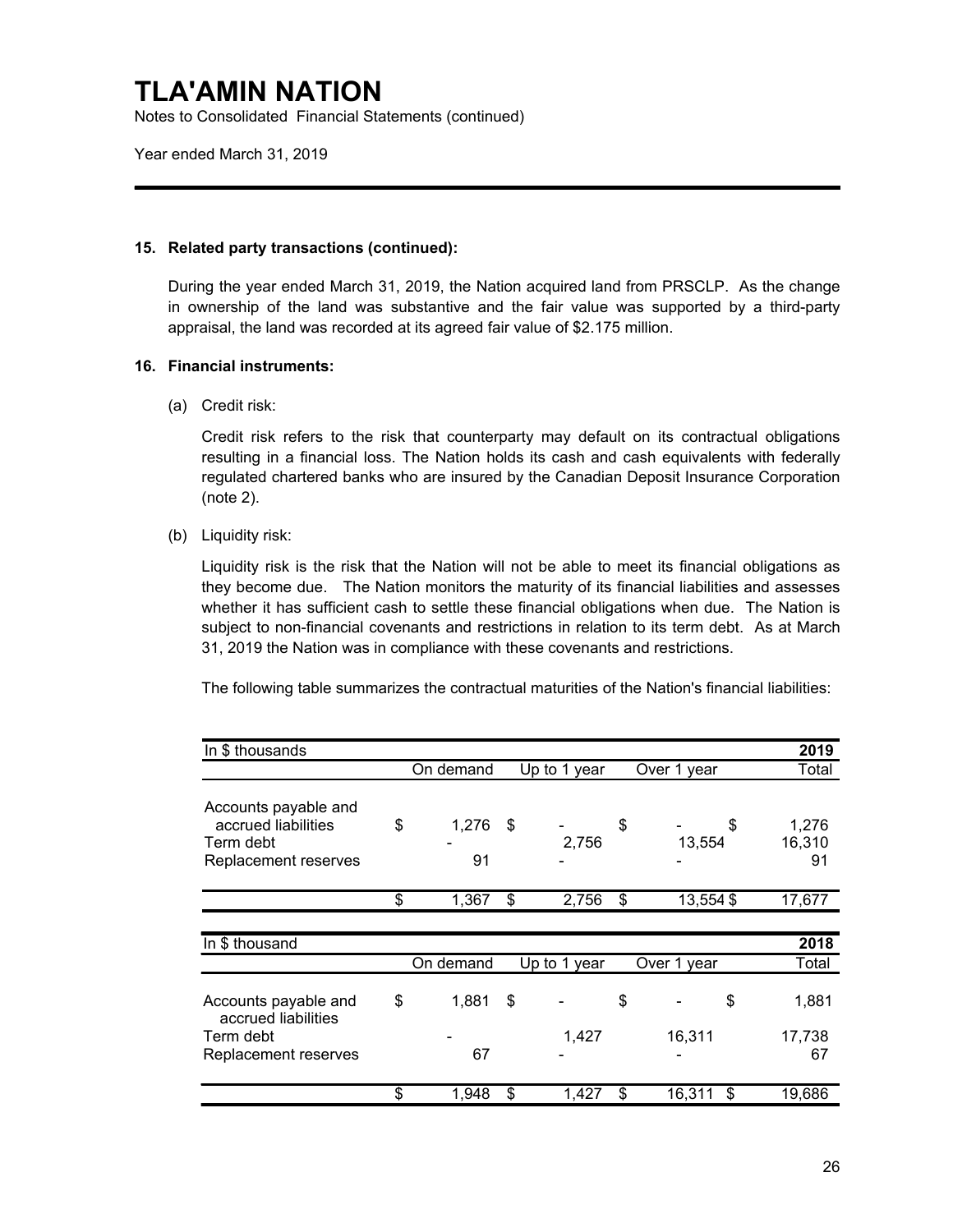# TLA'AMIN NATION

Notes to Consolidated Financial Statements (continued)

Year ended March 31, 2019

**15. Related party transactions (continued):**

During the year ended March 31, 2019, the Nation acquired land from PRSCLP. As the change in ownership of the land was substantive and the fair value was supported by a third-party appraisal, the land was recorded at its agreed fair value of $2.175 million.

**16. Financial instruments:**

(a) Credit risk:

Credit risk refers to the risk that counterparty may default on its contractual obligations resulting in a financial loss. The Nation holds its cash and cash equivalents with federally regulated chartered banks who are insured by the Canadian Deposit Insurance Corporation (note 2).

(b) Liquidity risk:

Liquidity risk is the risk that the Nation will not be able to meet its financial obligations as they become due. The Nation monitors the maturity of its financial liabilities and assesses whether it has sufficient cash to settle these financial obligations when due. The Nation is subject to non-financial covenants and restrictions in relation to its term debt. As at March 31, 2019 the Nation was in compliance with these covenants and restrictions.

The following table summarizes the contractual maturities of the Nation's financial liabilities:

| In $ thousands | | | | 2019 |
|---|---|---|---|---|
| | On demand | Up to 1 year | Over 1 year | Total |
| Accounts payable and accrued liabilities | $ 1,276 | $ - | $ - | $ 1,276 |
| Term debt | - | 2,756 | 13,554 | 16,310 |
| Replacement reserves | 91 | - | - | 91 |
| | $ 1,367 | $ 2,756 | $ 13,554 | $ 17,677 |

| In $ thousand | | | | 2018 |
|---|---|---|---|---|
| | On demand | Up to 1 year | Over 1 year | Total |
| Accounts payable and accrued liabilities | $ 1,881 | $ - | $ - | $ 1,881 |
| Term debt | - | 1,427 | 16,311 | 17,738 |
| Replacement reserves | 67 | - | - | 67 |
| | $ 1,948 | $ 1,427 | $ 16,311 | $ 19,686 |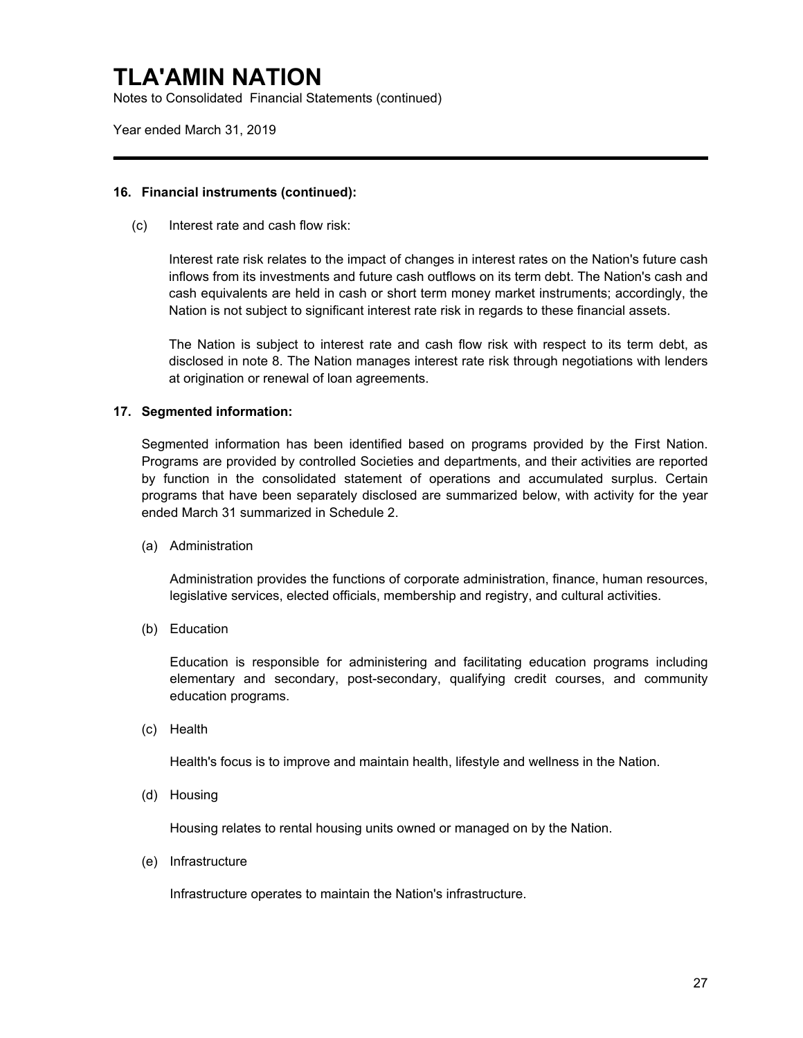**16. Financial instruments (continued):**

(c) Interest rate and cash flow risk:

Interest rate risk relates to the impact of changes in interest rates on the Nation's future cash inflows from its investments and future cash outflows on its term debt. The Nation's cash and cash equivalents are held in cash or short term money market instruments; accordingly, the Nation is not subject to significant interest rate risk in regards to these financial assets.

The Nation is subject to interest rate and cash flow risk with respect to its term debt, as disclosed in note 8. The Nation manages interest rate risk through negotiations with lenders at origination or renewal of loan agreements.

**17. Segmented information:**

Segmented information has been identified based on programs provided by the First Nation. Programs are provided by controlled Societies and departments, and their activities are reported by function in the consolidated statement of operations and accumulated surplus. Certain programs that have been separately disclosed are summarized below, with activity for the year ended March 31 summarized in Schedule 2.

(a) Administration

Administration provides the functions of corporate administration, finance, human resources, legislative services, elected officials, membership and registry, and cultural activities.

(b) Education

Education is responsible for administering and facilitating education programs including elementary and secondary, post-secondary, qualifying credit courses, and community education programs.

(c) Health

Health's focus is to improve and maintain health, lifestyle and wellness in the Nation.

(d) Housing

Housing relates to rental housing units owned or managed on by the Nation.

(e) Infrastructure

Infrastructure operates to maintain the Nation's infrastructure.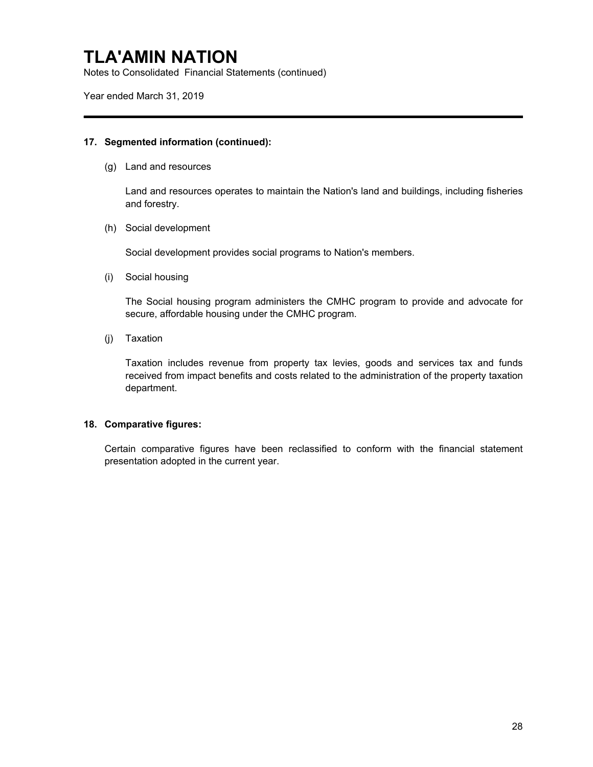# TLA'AMIN NATION

Notes to Consolidated Financial Statements (continued)

Year ended March 31, 2019

---

### 17. Segmented information (continued):

(g) Land and resources

Land and resources operates to maintain the Nation's land and buildings, including fisheries and forestry.

(h) Social development

Social development provides social programs to Nation's members.

(i) Social housing

The Social housing program administers the CMHC program to provide and advocate for secure, affordable housing under the CMHC program.

(j) Taxation

Taxation includes revenue from property tax levies, goods and services tax and funds received from impact benefits and costs related to the administration of the property taxation department.

### 18. Comparative figures:

Certain comparative figures have been reclassified to conform with the financial statement presentation adopted in the current year.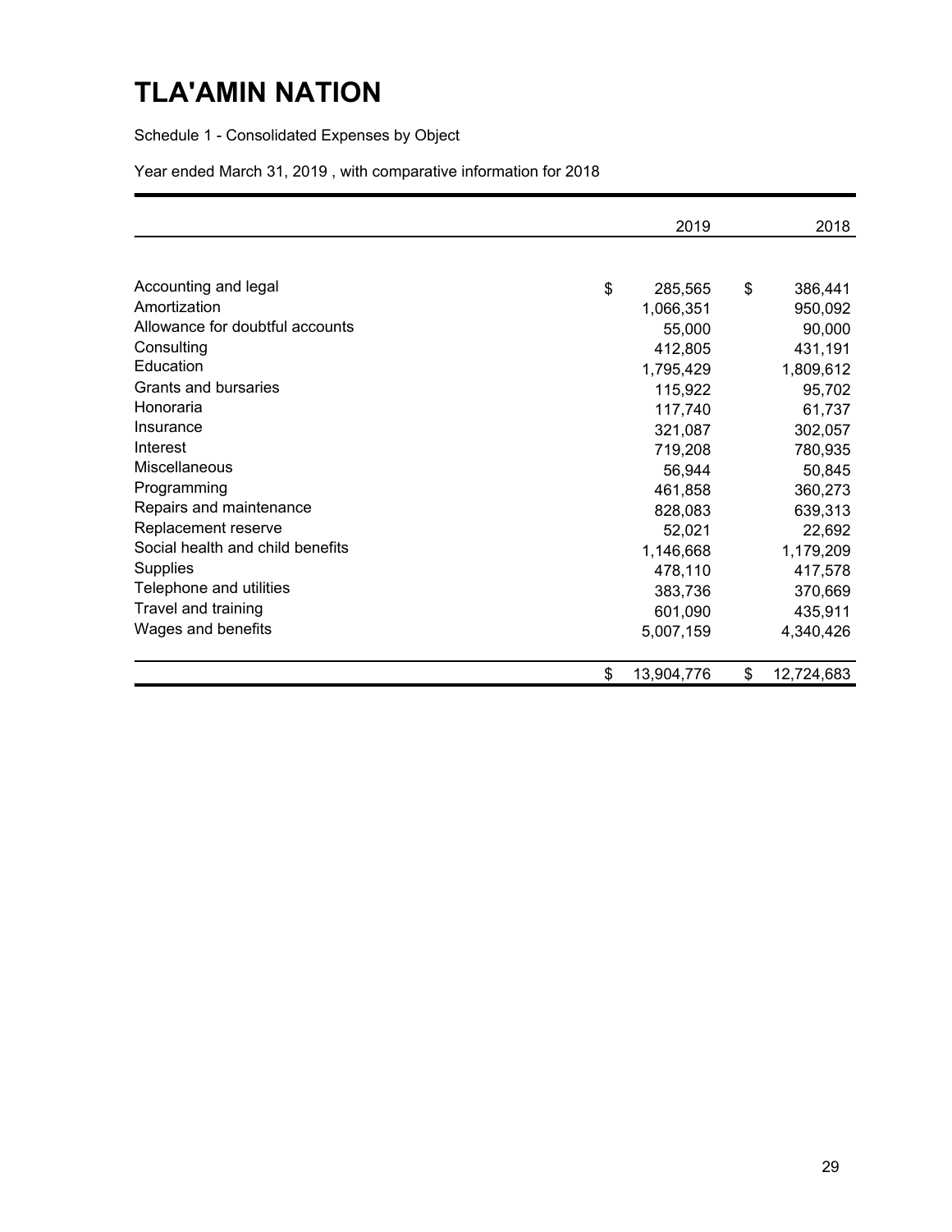# TLA'AMIN NATION

Schedule 1 - Consolidated Expenses by Object

Year ended March 31, 2019 , with comparative information for 2018

| | 2019 | 2018 |
|---|---|---|
| Accounting and legal | $ 285,565 | $ 386,441 |
| Amortization | 1,066,351 | 950,092 |
| Allowance for doubtful accounts | 55,000 | 90,000 |
| Consulting | 412,805 | 431,191 |
| Education | 1,795,429 | 1,809,612 |
| Grants and bursaries | 115,922 | 95,702 |
| Honoraria | 117,740 | 61,737 |
| Insurance | 321,087 | 302,057 |
| Interest | 719,208 | 780,935 |
| Miscellaneous | 56,944 | 50,845 |
| Programming | 461,858 | 360,273 |
| Repairs and maintenance | 828,083 | 639,313 |
| Replacement reserve | 52,021 | 22,692 |
| Social health and child benefits | 1,146,668 | 1,179,209 |
| Supplies | 478,110 | 417,578 |
| Telephone and utilities | 383,736 | 370,669 |
| Travel and training | 601,090 | 435,911 |
| Wages and benefits | 5,007,159 | 4,340,426 |
| | $ 13,904,776 | $ 12,724,683 |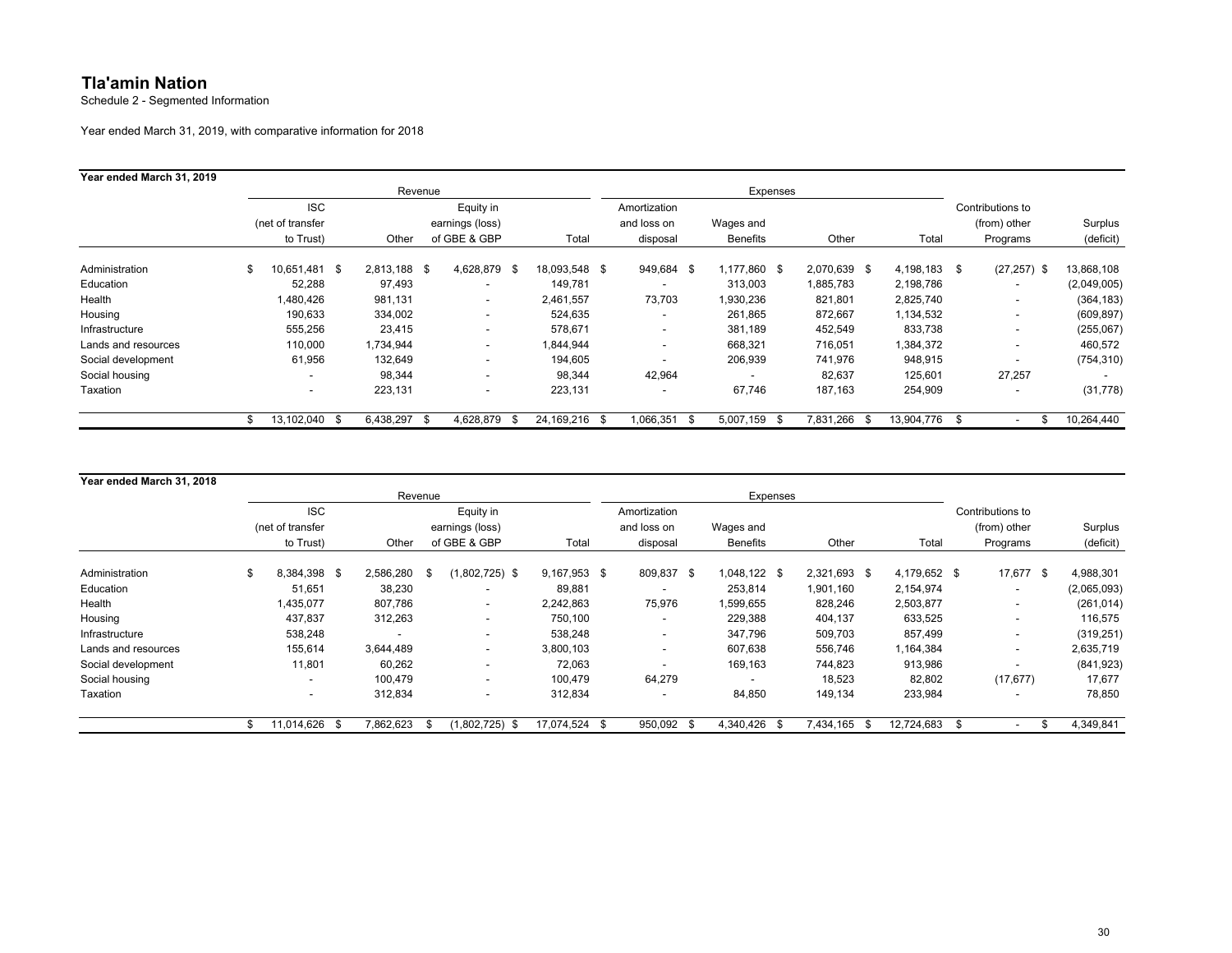# Tla'amin Nation

Schedule 2 - Segmented Information

Year ended March 31, 2019, with comparative information for 2018

**Year ended March 31, 2019**

| | Revenue | | | | Expenses | | | | | |
|---|---|---|---|---|---|---|---|---|---|---|
| | ISC (net of transfer to Trust) | Other | Equity in earnings (loss) of GBE & GBP | Total | Amortization and loss on disposal | Wages and Benefits | Other | Total | Contributions to (from) other Programs | Surplus (deficit) |
| Administration | $ 10,651,481 | $ 2,813,188 | $ 4,628,879 | $ 18,093,548 | $ 949,684 | $ 1,177,860 | $ 2,070,639 | $ 4,198,183 | $ (27,257) | $ 13,868,108 |
| Education | 52,288 | 97,493 | - | 149,781 | - | 313,003 | 1,885,783 | 2,198,786 | - | (2,049,005) |
| Health | 1,480,426 | 981,131 | - | 2,461,557 | 73,703 | 1,930,236 | 821,801 | 2,825,740 | - | (364,183) |
| Housing | 190,633 | 334,002 | - | 524,635 | - | 261,865 | 872,667 | 1,134,532 | - | (609,897) |
| Infrastructure | 555,256 | 23,415 | - | 578,671 | - | 381,189 | 452,549 | 833,738 | - | (255,067) |
| Lands and resources | 110,000 | 1,734,944 | - | 1,844,944 | - | 668,321 | 716,051 | 1,384,372 | - | 460,572 |
| Social development | 61,956 | 132,649 | - | 194,605 | - | 206,939 | 741,976 | 948,915 | - | (754,310) |
| Social housing | - | 98,344 | - | 98,344 | 42,964 | - | 82,637 | 125,601 | 27,257 | - |
| Taxation | - | 223,131 | - | 223,131 | - | 67,746 | 187,163 | 254,909 | - | (31,778) |
| | $ 13,102,040 | $ 6,438,297 | $ 4,628,879 | $ 24,169,216 | $ 1,066,351 | $ 5,007,159 | $ 7,831,266 | $ 13,904,776 | $ - | $ 10,264,440 |

**Year ended March 31, 2018**

| | Revenue | | | | Expenses | | | | | |
|---|---|---|---|---|---|---|---|---|---|---|
| | ISC (net of transfer to Trust) | Other | Equity in earnings (loss) of GBE & GBP | Total | Amortization and loss on disposal | Wages and Benefits | Other | Total | Contributions to (from) other Programs | Surplus (deficit) |
| Administration | $ 8,384,398 | $ 2,586,280 | $ (1,802,725) | $ 9,167,953 | $ 809,837 | $ 1,048,122 | $ 2,321,693 | $ 4,179,652 | $ 17,677 | $ 4,988,301 |
| Education | 51,651 | 38,230 | - | 89,881 | - | 253,814 | 1,901,160 | 2,154,974 | - | (2,065,093) |
| Health | 1,435,077 | 807,786 | - | 2,242,863 | 75,976 | 1,599,655 | 828,246 | 2,503,877 | - | (261,014) |
| Housing | 437,837 | 312,263 | - | 750,100 | - | 229,388 | 404,137 | 633,525 | - | 116,575 |
| Infrastructure | 538,248 | - | - | 538,248 | - | 347,796 | 509,703 | 857,499 | - | (319,251) |
| Lands and resources | 155,614 | 3,644,489 | - | 3,800,103 | - | 607,638 | 556,746 | 1,164,384 | - | 2,635,719 |
| Social development | 11,801 | 60,262 | - | 72,063 | - | 169,163 | 744,823 | 913,986 | - | (841,923) |
| Social housing | - | 100,479 | - | 100,479 | 64,279 | - | 18,523 | 82,802 | (17,677) | 17,677 |
| Taxation | - | 312,834 | - | 312,834 | - | 84,850 | 149,134 | 233,984 | - | 78,850 |
| | $ 11,014,626 | $ 7,862,623 | $ (1,802,725) | $ 17,074,524 | $ 950,092 | $ 4,340,426 | $ 7,434,165 | $ 12,724,683 | $ - | $ 4,349,841 |